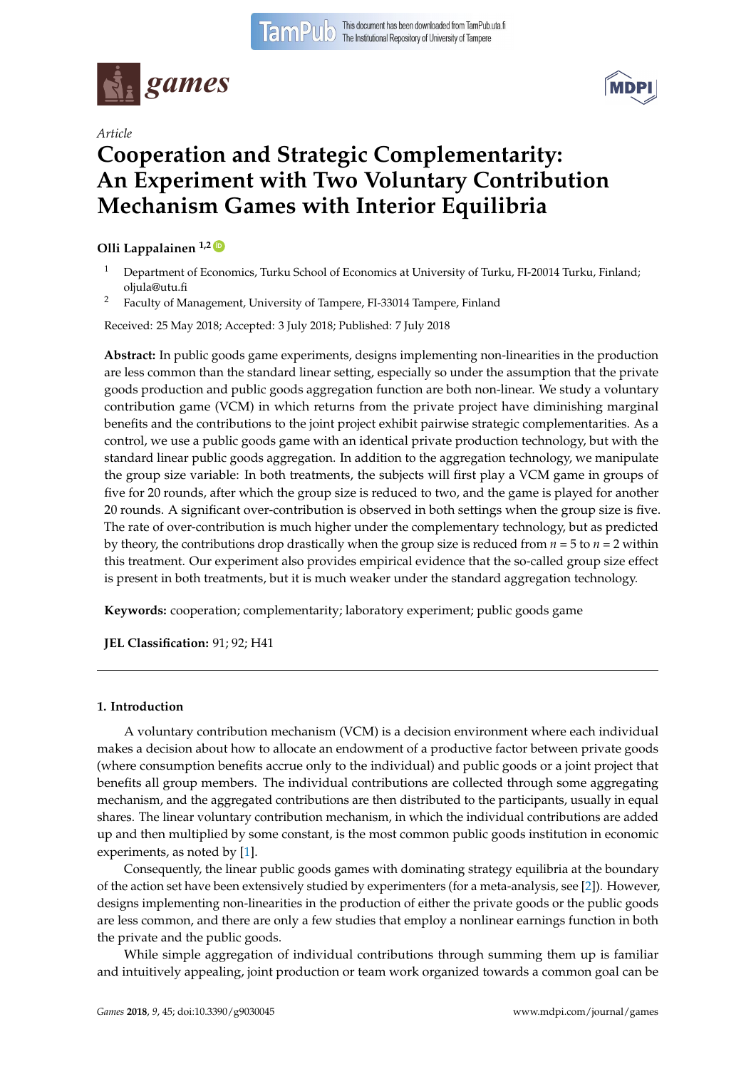*Article*

# Cooperation and Strategic Complementarity: An Experiment with Two Voluntary Contribution Mechanism Games with Interior Equilibria

**Olli Lappalainen** [1,2]

[1] Department of Economics, Turku School of Economics at University of Turku, FI-20014 Turku, Finland; oljula@utu.fi

[2] Faculty of Management, University of Tampere, FI-33014 Tampere, Finland

Received: 25 May 2018; Accepted: 3 July 2018; Published: 7 July 2018

**Abstract:** In public goods game experiments, designs implementing non-linearities in the production are less common than the standard linear setting, especially so under the assumption that the private goods production and public goods aggregation function are both non-linear. We study a voluntary contribution game (VCM) in which returns from the private project have diminishing marginal benefits and the contributions to the joint project exhibit pairwise strategic complementarities. As a control, we use a public goods game with an identical private production technology, but with the standard linear public goods aggregation. In addition to the aggregation technology, we manipulate the group size variable: In both treatments, the subjects will first play a VCM game in groups of five for 20 rounds, after which the group size is reduced to two, and the game is played for another 20 rounds. A significant over-contribution is observed in both settings when the group size is five. The rate of over-contribution is much higher under the complementary technology, but as predicted by theory, the contributions drop drastically when the group size is reduced from $n = 5$ to $n = 2$ within this treatment. Our experiment also provides empirical evidence that the so-called group size effect is present in both treatments, but it is much weaker under the standard aggregation technology.

**Keywords:** cooperation; complementarity; laboratory experiment; public goods game

**JEL Classification:** 91; 92; H41

---

## 1. Introduction

A voluntary contribution mechanism (VCM) is a decision environment where each individual makes a decision about how to allocate an endowment of a productive factor between private goods (where consumption benefits accrue only to the individual) and public goods or a joint project that benefits all group members. The individual contributions are collected through some aggregating mechanism, and the aggregated contributions are then distributed to the participants, usually in equal shares. The linear voluntary contribution mechanism, in which the individual contributions are added up and then multiplied by some constant, is the most common public goods institution in economic experiments, as noted by [1].

Consequently, the linear public goods games with dominating strategy equilibria at the boundary of the action set have been extensively studied by experimenters (for a meta-analysis, see [2]). However, designs implementing non-linearities in the production of either the private goods or the public goods are less common, and there are only a few studies that employ a nonlinear earnings function in both the private and the public goods.

While simple aggregation of individual contributions through summing them up is familiar and intuitively appealing, joint production or team work organized towards a common goal can be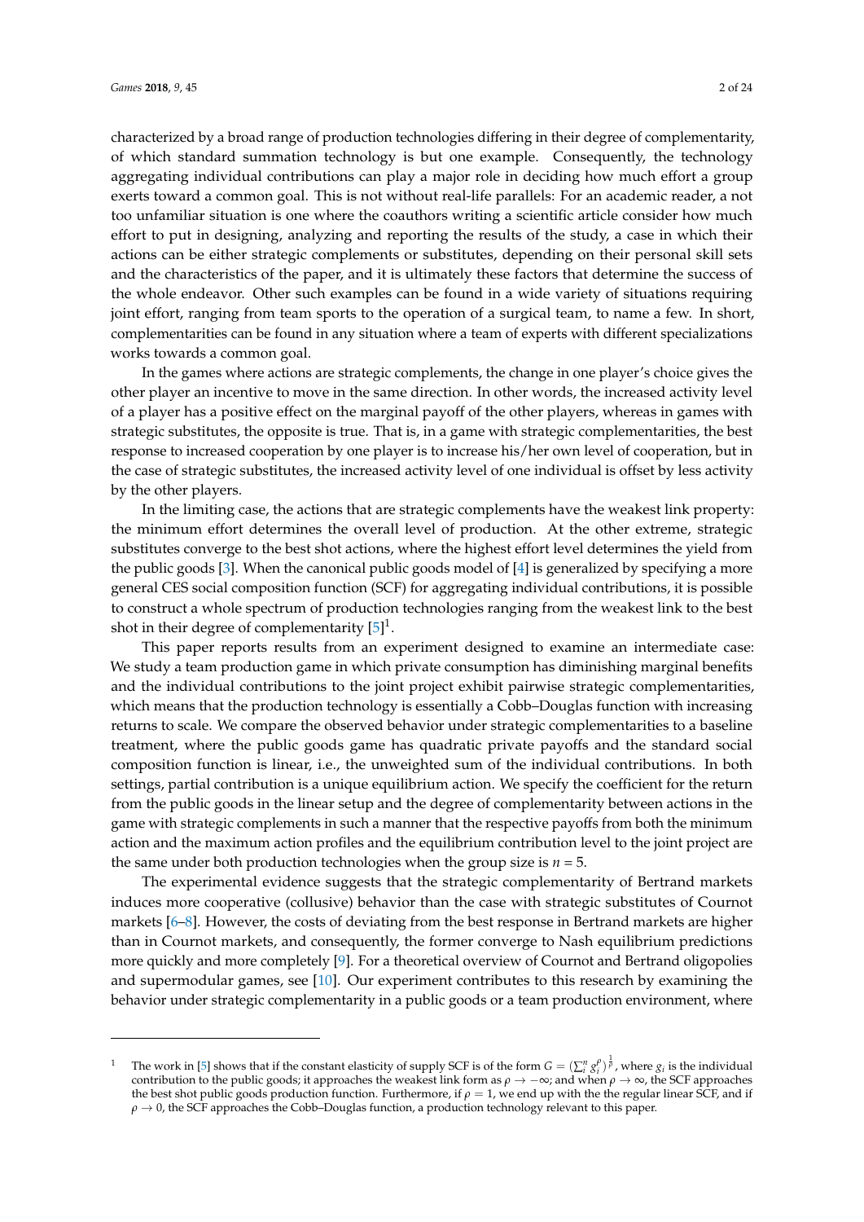characterized by a broad range of production technologies differing in their degree of complementarity, of which standard summation technology is but one example. Consequently, the technology aggregating individual contributions can play a major role in deciding how much effort a group exerts toward a common goal. This is not without real-life parallels: For an academic reader, a not too unfamiliar situation is one where the coauthors writing a scientific article consider how much effort to put in designing, analyzing and reporting the results of the study, a case in which their actions can be either strategic complements or substitutes, depending on their personal skill sets and the characteristics of the paper, and it is ultimately these factors that determine the success of the whole endeavor. Other such examples can be found in a wide variety of situations requiring joint effort, ranging from team sports to the operation of a surgical team, to name a few. In short, complementarities can be found in any situation where a team of experts with different specializations works towards a common goal.

In the games where actions are strategic complements, the change in one player's choice gives the other player an incentive to move in the same direction. In other words, the increased activity level of a player has a positive effect on the marginal payoff of the other players, whereas in games with strategic substitutes, the opposite is true. That is, in a game with strategic complementarities, the best response to increased cooperation by one player is to increase his/her own level of cooperation, but in the case of strategic substitutes, the increased activity level of one individual is offset by less activity by the other players.

In the limiting case, the actions that are strategic complements have the weakest link property: the minimum effort determines the overall level of production. At the other extreme, strategic substitutes converge to the best shot actions, where the highest effort level determines the yield from the public goods [3]. When the canonical public goods model of [4] is generalized by specifying a more general CES social composition function (SCF) for aggregating individual contributions, it is possible to construct a whole spectrum of production technologies ranging from the weakest link to the best shot in their degree of complementarity [5][1].

This paper reports results from an experiment designed to examine an intermediate case: We study a team production game in which private consumption has diminishing marginal benefits and the individual contributions to the joint project exhibit pairwise strategic complementarities, which means that the production technology is essentially a Cobb–Douglas function with increasing returns to scale. We compare the observed behavior under strategic complementarities to a baseline treatment, where the public goods game has quadratic private payoffs and the standard social composition function is linear, i.e., the unweighted sum of the individual contributions. In both settings, partial contribution is a unique equilibrium action. We specify the coefficient for the return from the public goods in the linear setup and the degree of complementarity between actions in the game with strategic complements in such a manner that the respective payoffs from both the minimum action and the maximum action profiles and the equilibrium contribution level to the joint project are the same under both production technologies when the group size is $n = 5$.

The experimental evidence suggests that the strategic complementarity of Bertrand markets induces more cooperative (collusive) behavior than the case with strategic substitutes of Cournot markets [6–8]. However, the costs of deviating from the best response in Bertrand markets are higher than in Cournot markets, and consequently, the former converge to Nash equilibrium predictions more quickly and more completely [9]. For a theoretical overview of Cournot and Bertrand oligopolies and supermodular games, see [10]. Our experiment contributes to this research by examining the behavior under strategic complementarity in a public goods or a team production environment, where

---

[1] The work in [5] shows that if the constant elasticity of supply SCF is of the form $G = (\sum_i^n g_i^\rho)^{\frac{1}{\rho}}$, where $g_i$ is the individual contribution to the public goods; it approaches the weakest link form as $\rho \to -\infty$; and when $\rho \to \infty$, the SCF approaches the best shot public goods production function. Furthermore, if $\rho = 1$, we end up with the the regular linear SCF, and if $\rho \to 0$, the SCF approaches the Cobb–Douglas function, a production technology relevant to this paper.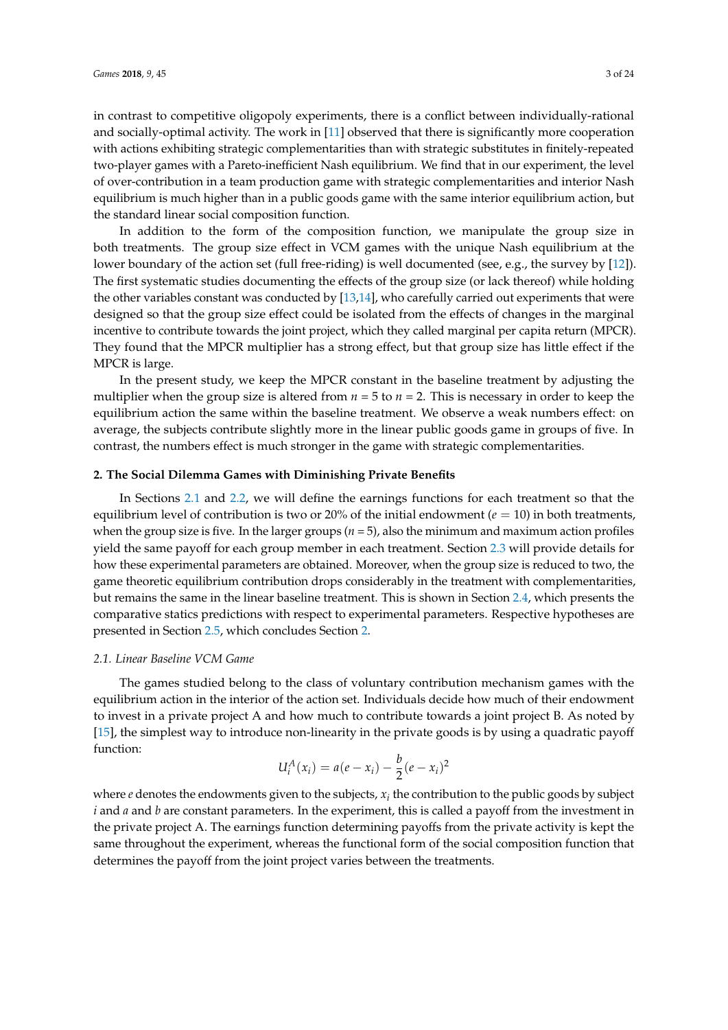in contrast to competitive oligopoly experiments, there is a conflict between individually-rational and socially-optimal activity. The work in [11] observed that there is significantly more cooperation with actions exhibiting strategic complementarities than with strategic substitutes in finitely-repeated two-player games with a Pareto-inefficient Nash equilibrium. We find that in our experiment, the level of over-contribution in a team production game with strategic complementarities and interior Nash equilibrium is much higher than in a public goods game with the same interior equilibrium action, but the standard linear social composition function.

In addition to the form of the composition function, we manipulate the group size in both treatments. The group size effect in VCM games with the unique Nash equilibrium at the lower boundary of the action set (full free-riding) is well documented (see, e.g., the survey by [12]). The first systematic studies documenting the effects of the group size (or lack thereof) while holding the other variables constant was conducted by [13,14], who carefully carried out experiments that were designed so that the group size effect could be isolated from the effects of changes in the marginal incentive to contribute towards the joint project, which they called marginal per capita return (MPCR). They found that the MPCR multiplier has a strong effect, but that group size has little effect if the MPCR is large.

In the present study, we keep the MPCR constant in the baseline treatment by adjusting the multiplier when the group size is altered from $n = 5$ to $n = 2$. This is necessary in order to keep the equilibrium action the same within the baseline treatment. We observe a weak numbers effect: on average, the subjects contribute slightly more in the linear public goods game in groups of five. In contrast, the numbers effect is much stronger in the game with strategic complementarities.

## 2. The Social Dilemma Games with Diminishing Private Benefits

In Sections 2.1 and 2.2, we will define the earnings functions for each treatment so that the equilibrium level of contribution is two or 20% of the initial endowment ($e = 10$) in both treatments, when the group size is five. In the larger groups ($n = 5$), also the minimum and maximum action profiles yield the same payoff for each group member in each treatment. Section 2.3 will provide details for how these experimental parameters are obtained. Moreover, when the group size is reduced to two, the game theoretic equilibrium contribution drops considerably in the treatment with complementarities, but remains the same in the linear baseline treatment. This is shown in Section 2.4, which presents the comparative statics predictions with respect to experimental parameters. Respective hypotheses are presented in Section 2.5, which concludes Section 2.

### 2.1. Linear Baseline VCM Game

The games studied belong to the class of voluntary contribution mechanism games with the equilibrium action in the interior of the action set. Individuals decide how much of their endowment to invest in a private project A and how much to contribute towards a joint project B. As noted by [15], the simplest way to introduce non-linearity in the private goods is by using a quadratic payoff function:

$$U_i^A(x_i) = a(e - x_i) - \frac{b}{2}(e - x_i)^2$$

where $e$ denotes the endowments given to the subjects, $x_i$ the contribution to the public goods by subject $i$ and $a$ and $b$ are constant parameters. In the experiment, this is called a payoff from the investment in the private project A. The earnings function determining payoffs from the private activity is kept the same throughout the experiment, whereas the functional form of the social composition function that determines the payoff from the joint project varies between the treatments.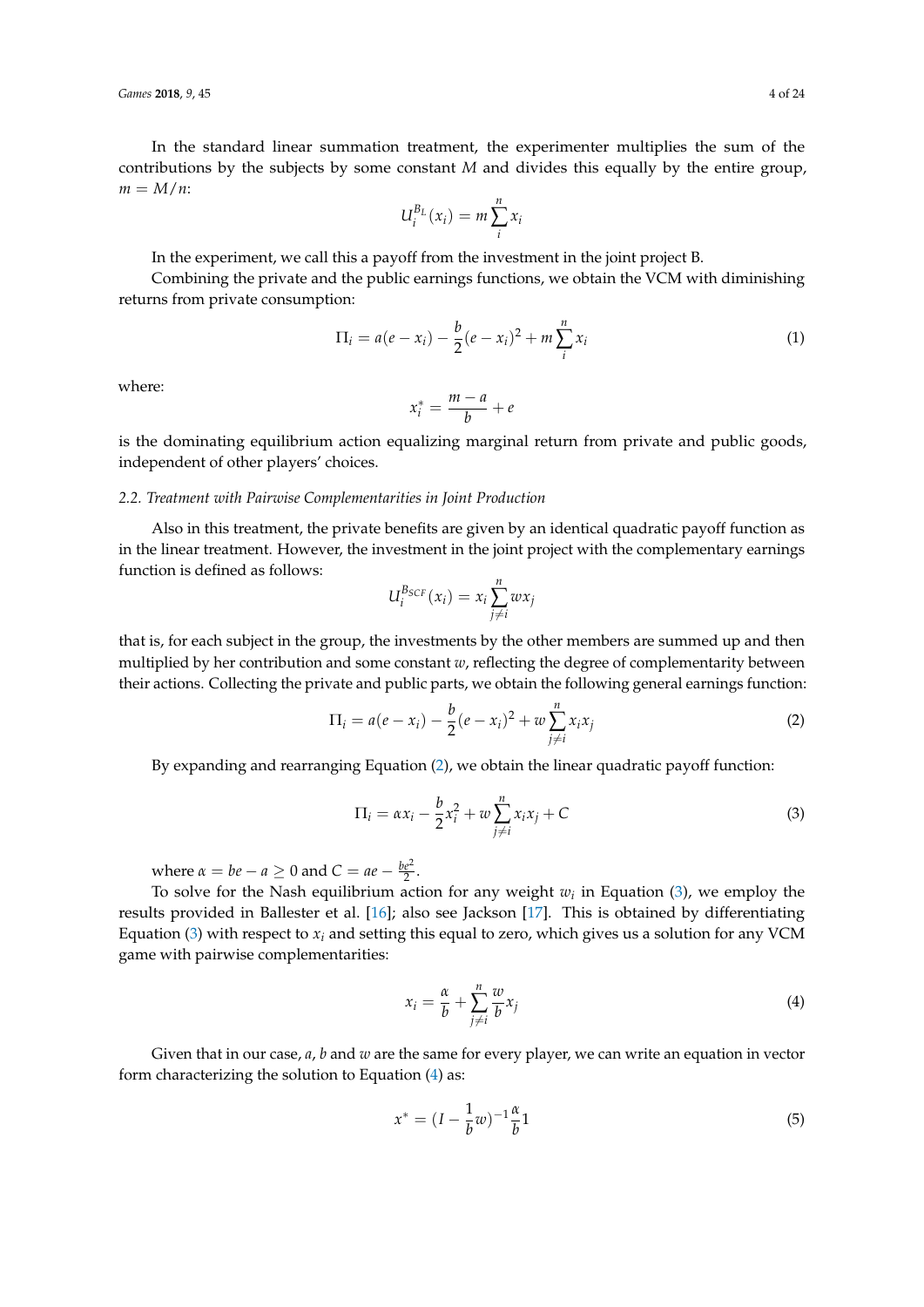In the standard linear summation treatment, the experimenter multiplies the sum of the contributions by the subjects by some constant $M$ and divides this equally by the entire group, $m = M/n$:

$$U_i^{B_L}(x_i) = m \sum_i^n x_i$$

In the experiment, we call this a payoff from the investment in the joint project B.

Combining the private and the public earnings functions, we obtain the VCM with diminishing returns from private consumption:

$$\Pi_i = a(e - x_i) - \frac{b}{2}(e - x_i)^2 + m \sum_i^n x_i \tag{1}$$

where:

$$x_i^* = \frac{m - a}{b} + e$$

is the dominating equilibrium action equalizing marginal return from private and public goods, independent of other players' choices.

### *2.2. Treatment with Pairwise Complementarities in Joint Production*

Also in this treatment, the private benefits are given by an identical quadratic payoff function as in the linear treatment. However, the investment in the joint project with the complementary earnings function is defined as follows:

$$U_i^{B_{SCF}}(x_i) = x_i \sum_{j \neq i}^n w x_j$$

that is, for each subject in the group, the investments by the other members are summed up and then multiplied by her contribution and some constant $w$, reflecting the degree of complementarity between their actions. Collecting the private and public parts, we obtain the following general earnings function:

$$\Pi_i = a(e - x_i) - \frac{b}{2}(e - x_i)^2 + w \sum_{j \neq i}^n x_i x_j \tag{2}$$

By expanding and rearranging Equation (2), we obtain the linear quadratic payoff function:

$$\Pi_i = \alpha x_i - \frac{b}{2} x_i^2 + w \sum_{j \neq i}^n x_i x_j + C \tag{3}$$

where $\alpha = be - a \geq 0$ and $C = ae - \frac{be^2}{2}$.

To solve for the Nash equilibrium action for any weight $w_i$ in Equation (3), we employ the results provided in Ballester et al. [16]; also see Jackson [17]. This is obtained by differentiating Equation (3) with respect to $x_i$ and setting this equal to zero, which gives us a solution for any VCM game with pairwise complementarities:

$$x_i = \frac{\alpha}{b} + \sum_{j \neq i}^n \frac{w}{b} x_j \tag{4}$$

Given that in our case, $a$, $b$ and $w$ are the same for every player, we can write an equation in vector form characterizing the solution to Equation (4) as:

$$x^* = (I - \frac{1}{b} w)^{-1} \frac{\alpha}{b} 1 \tag{5}$$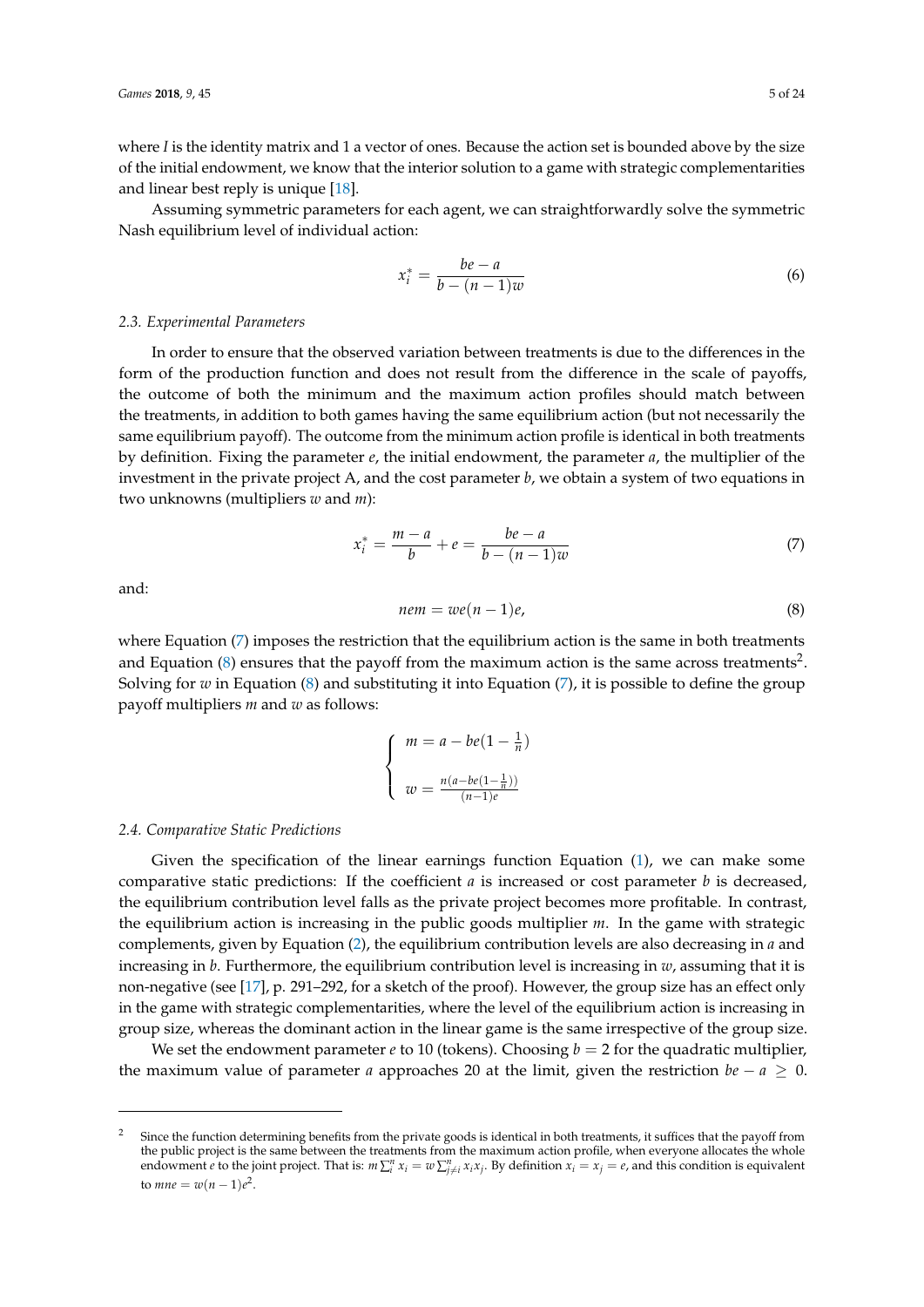where $I$ is the identity matrix and 1 a vector of ones. Because the action set is bounded above by the size of the initial endowment, we know that the interior solution to a game with strategic complementarities and linear best reply is unique [18].

Assuming symmetric parameters for each agent, we can straightforwardly solve the symmetric Nash equilibrium level of individual action:

$$x_i^* = \frac{be - a}{b - (n-1)w} \tag{6}$$

### 2.3. Experimental Parameters

In order to ensure that the observed variation between treatments is due to the differences in the form of the production function and does not result from the difference in the scale of payoffs, the outcome of both the minimum and the maximum action profiles should match between the treatments, in addition to both games having the same equilibrium action (but not necessarily the same equilibrium payoff). The outcome from the minimum action profile is identical in both treatments by definition. Fixing the parameter $e$, the initial endowment, the parameter $a$, the multiplier of the investment in the private project A, and the cost parameter $b$, we obtain a system of two equations in two unknowns (multipliers $w$ and $m$):

$$x_i^* = \frac{m-a}{b} + e = \frac{be - a}{b - (n-1)w} \tag{7}$$

and:

$$nem = we(n-1)e, \tag{8}$$

where Equation (7) imposes the restriction that the equilibrium action is the same in both treatments and Equation (8) ensures that the payoff from the maximum action is the same across treatments[2]. Solving for $w$ in Equation (8) and substituting it into Equation (7), it is possible to define the group payoff multipliers $m$ and $w$ as follows:

$$\begin{cases} m = a - be(1 - \frac{1}{n}) \\ w = \frac{n(a - be(1-\frac{1}{n}))}{(n-1)e} \end{cases}$$

### 2.4. Comparative Static Predictions

Given the specification of the linear earnings function Equation (1), we can make some comparative static predictions: If the coefficient $a$ is increased or cost parameter $b$ is decreased, the equilibrium contribution level falls as the private project becomes more profitable. In contrast, the equilibrium action is increasing in the public goods multiplier $m$. In the game with strategic complements, given by Equation (2), the equilibrium contribution levels are also decreasing in $a$ and increasing in $b$. Furthermore, the equilibrium contribution level is increasing in $w$, assuming that it is non-negative (see [17], p. 291–292, for a sketch of the proof). However, the group size has an effect only in the game with strategic complementarities, where the level of the equilibrium action is increasing in group size, whereas the dominant action in the linear game is the same irrespective of the group size.

We set the endowment parameter $e$ to 10 (tokens). Choosing $b = 2$ for the quadratic multiplier, the maximum value of parameter $a$ approaches 20 at the limit, given the restriction $be - a \geq 0$.

---

[2] Since the function determining benefits from the private goods is identical in both treatments, it suffices that the payoff from the public project is the same between the treatments from the maximum action profile, when everyone allocates the whole endowment $e$ to the joint project. That is: $m\sum_i^n x_i = w\sum_{j \neq i}^n x_i x_j$. By definition $x_i = x_j = e$, and this condition is equivalent to $mne = w(n-1)e^2$.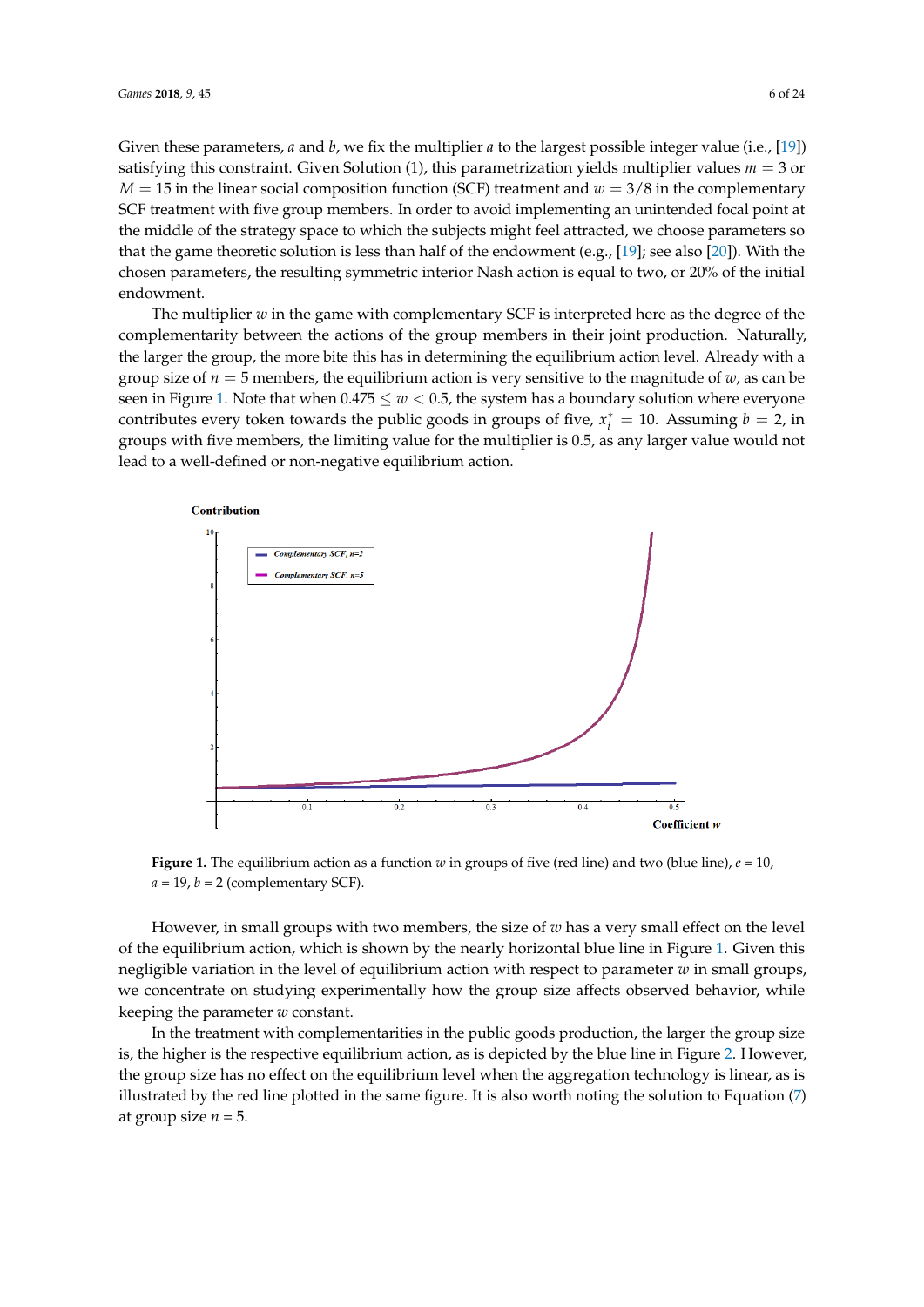Given these parameters, $a$ and $b$, we fix the multiplier $a$ to the largest possible integer value (i.e., [19]) satisfying this constraint. Given Solution (1), this parametrization yields multiplier values $m = 3$ or $M = 15$ in the linear social composition function (SCF) treatment and $w = 3/8$ in the complementary SCF treatment with five group members. In order to avoid implementing an unintended focal point at the middle of the strategy space to which the subjects might feel attracted, we choose parameters so that the game theoretic solution is less than half of the endowment (e.g., [19]; see also [20]). With the chosen parameters, the resulting symmetric interior Nash action is equal to two, or 20% of the initial endowment.

The multiplier $w$ in the game with complementary SCF is interpreted here as the degree of the complementarity between the actions of the group members in their joint production. Naturally, the larger the group, the more bite this has in determining the equilibrium action level. Already with a group size of $n = 5$ members, the equilibrium action is very sensitive to the magnitude of $w$, as can be seen in Figure 1. Note that when $0.475 \leq w < 0.5$, the system has a boundary solution where everyone contributes every token towards the public goods in groups of five, $x_i^* = 10$. Assuming $b = 2$, in groups with five members, the limiting value for the multiplier is 0.5, as any larger value would not lead to a well-defined or non-negative equilibrium action.

**Figure 1.** The equilibrium action as a function $w$ in groups of five (red line) and two (blue line), $e = 10$, $a = 19$, $b = 2$ (complementary SCF).

However, in small groups with two members, the size of $w$ has a very small effect on the level of the equilibrium action, which is shown by the nearly horizontal blue line in Figure 1. Given this negligible variation in the level of equilibrium action with respect to parameter $w$ in small groups, we concentrate on studying experimentally how the group size affects observed behavior, while keeping the parameter $w$ constant.

In the treatment with complementarities in the public goods production, the larger the group size is, the higher is the respective equilibrium action, as is depicted by the blue line in Figure 2. However, the group size has no effect on the equilibrium level when the aggregation technology is linear, as is illustrated by the red line plotted in the same figure. It is also worth noting the solution to Equation (7) at group size $n = 5$.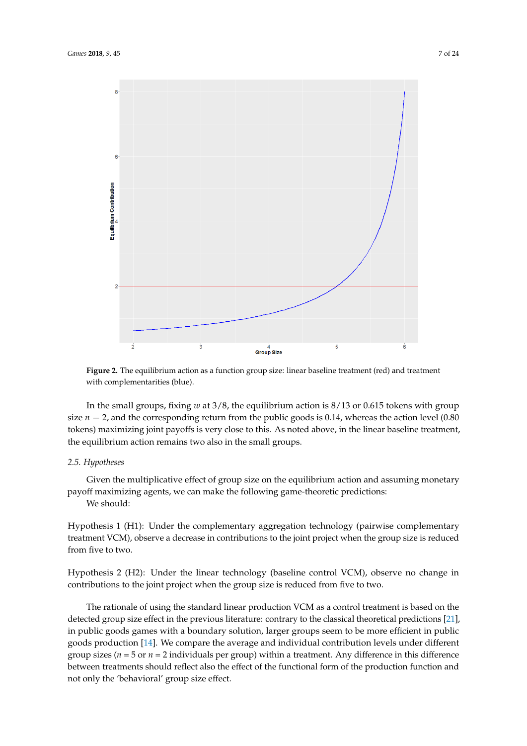**Figure 2.** The equilibrium action as a function group size: linear baseline treatment (red) and treatment with complementarities (blue).

In the small groups, fixing $w$ at 3/8, the equilibrium action is 8/13 or 0.615 tokens with group size $n = 2$, and the corresponding return from the public goods is 0.14, whereas the action level (0.80 tokens) maximizing joint payoffs is very close to this. As noted above, in the linear baseline treatment, the equilibrium action remains two also in the small groups.

### 2.5. Hypotheses

Given the multiplicative effect of group size on the equilibrium action and assuming monetary payoff maximizing agents, we can make the following game-theoretic predictions:

We should:

Hypothesis 1 (H1): Under the complementary aggregation technology (pairwise complementary treatment VCM), observe a decrease in contributions to the joint project when the group size is reduced from five to two.

Hypothesis 2 (H2): Under the linear technology (baseline control VCM), observe no change in contributions to the joint project when the group size is reduced from five to two.

The rationale of using the standard linear production VCM as a control treatment is based on the detected group size effect in the previous literature: contrary to the classical theoretical predictions [21], in public goods games with a boundary solution, larger groups seem to be more efficient in public goods production [14]. We compare the average and individual contribution levels under different group sizes ($n$ = 5 or $n$ = 2 individuals per group) within a treatment. Any difference in this difference between treatments should reflect also the effect of the functional form of the production function and not only the 'behavioral' group size effect.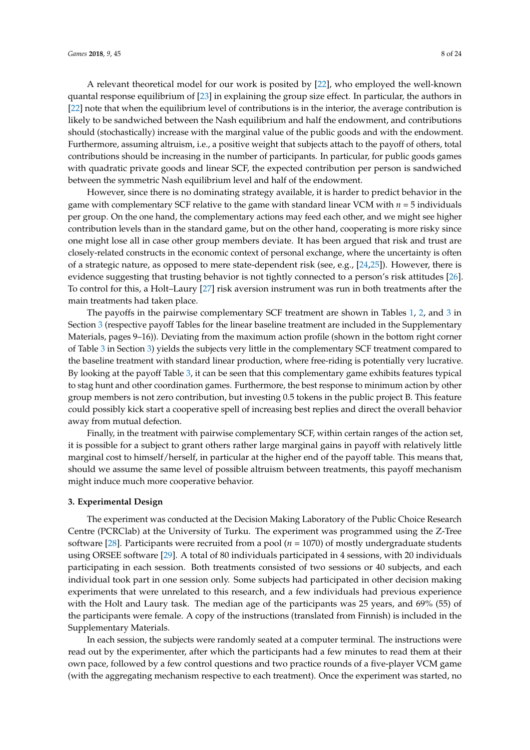A relevant theoretical model for our work is posited by [22], who employed the well-known quantal response equilibrium of [23] in explaining the group size effect. In particular, the authors in [22] note that when the equilibrium level of contributions is in the interior, the average contribution is likely to be sandwiched between the Nash equilibrium and half the endowment, and contributions should (stochastically) increase with the marginal value of the public goods and with the endowment. Furthermore, assuming altruism, i.e., a positive weight that subjects attach to the payoff of others, total contributions should be increasing in the number of participants. In particular, for public goods games with quadratic private goods and linear SCF, the expected contribution per person is sandwiched between the symmetric Nash equilibrium level and half of the endowment.

However, since there is no dominating strategy available, it is harder to predict behavior in the game with complementary SCF relative to the game with standard linear VCM with $n = 5$ individuals per group. On the one hand, the complementary actions may feed each other, and we might see higher contribution levels than in the standard game, but on the other hand, cooperating is more risky since one might lose all in case other group members deviate. It has been argued that risk and trust are closely-related constructs in the economic context of personal exchange, where the uncertainty is often of a strategic nature, as opposed to mere state-dependent risk (see, e.g., [24,25]). However, there is evidence suggesting that trusting behavior is not tightly connected to a person's risk attitudes [26]. To control for this, a Holt–Laury [27] risk aversion instrument was run in both treatments after the main treatments had taken place.

The payoffs in the pairwise complementary SCF treatment are shown in Tables 1, 2, and 3 in Section 3 (respective payoff Tables for the linear baseline treatment are included in the Supplementary Materials, pages 9–16)). Deviating from the maximum action profile (shown in the bottom right corner of Table 3 in Section 3) yields the subjects very little in the complementary SCF treatment compared to the baseline treatment with standard linear production, where free-riding is potentially very lucrative. By looking at the payoff Table 3, it can be seen that this complementary game exhibits features typical to stag hunt and other coordination games. Furthermore, the best response to minimum action by other group members is not zero contribution, but investing 0.5 tokens in the public project B. This feature could possibly kick start a cooperative spell of increasing best replies and direct the overall behavior away from mutual defection.

Finally, in the treatment with pairwise complementary SCF, within certain ranges of the action set, it is possible for a subject to grant others rather large marginal gains in payoff with relatively little marginal cost to himself/herself, in particular at the higher end of the payoff table. This means that, should we assume the same level of possible altruism between treatments, this payoff mechanism might induce much more cooperative behavior.

### 3. Experimental Design

The experiment was conducted at the Decision Making Laboratory of the Public Choice Research Centre (PCRClab) at the University of Turku. The experiment was programmed using the Z-Tree software [28]. Participants were recruited from a pool ($n = 1070$) of mostly undergraduate students using ORSEE software [29]. A total of 80 individuals participated in 4 sessions, with 20 individuals participating in each session. Both treatments consisted of two sessions or 40 subjects, and each individual took part in one session only. Some subjects had participated in other decision making experiments that were unrelated to this research, and a few individuals had previous experience with the Holt and Laury task. The median age of the participants was 25 years, and 69% (55) of the participants were female. A copy of the instructions (translated from Finnish) is included in the Supplementary Materials.

In each session, the subjects were randomly seated at a computer terminal. The instructions were read out by the experimenter, after which the participants had a few minutes to read them at their own pace, followed by a few control questions and two practice rounds of a five-player VCM game (with the aggregating mechanism respective to each treatment). Once the experiment was started, no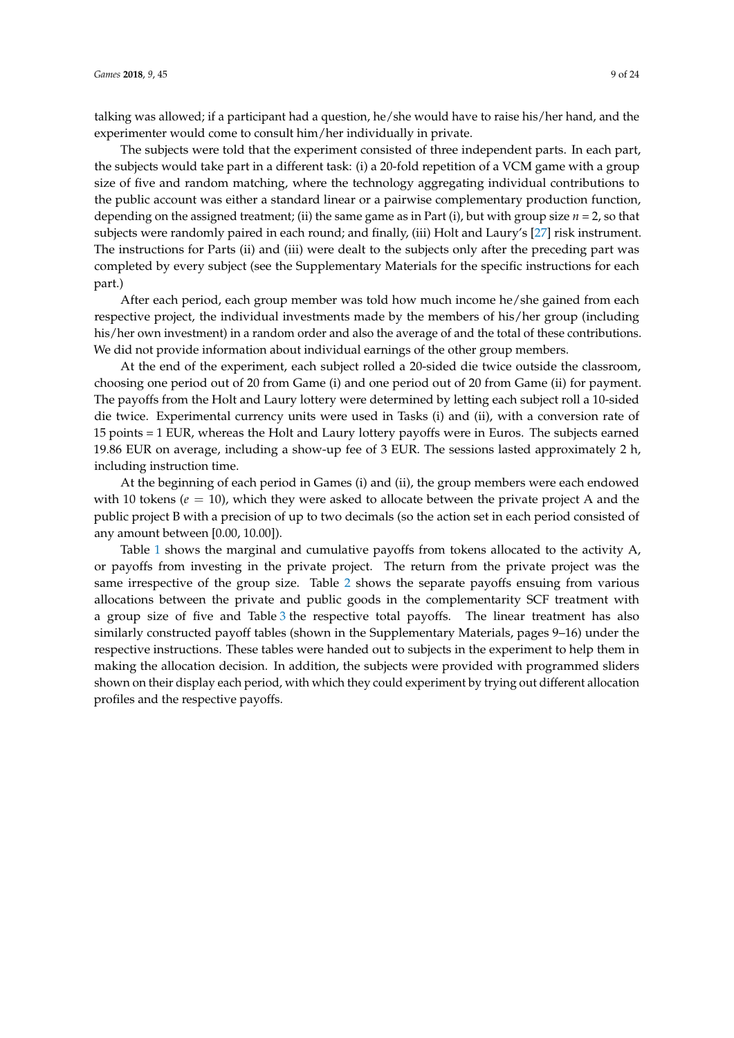talking was allowed; if a participant had a question, he/she would have to raise his/her hand, and the experimenter would come to consult him/her individually in private.

The subjects were told that the experiment consisted of three independent parts. In each part, the subjects would take part in a different task: (i) a 20-fold repetition of a VCM game with a group size of five and random matching, where the technology aggregating individual contributions to the public account was either a standard linear or a pairwise complementary production function, depending on the assigned treatment; (ii) the same game as in Part (i), but with group size $n = 2$, so that subjects were randomly paired in each round; and finally, (iii) Holt and Laury's [27] risk instrument. The instructions for Parts (ii) and (iii) were dealt to the subjects only after the preceding part was completed by every subject (see the Supplementary Materials for the specific instructions for each part.)

After each period, each group member was told how much income he/she gained from each respective project, the individual investments made by the members of his/her group (including his/her own investment) in a random order and also the average of and the total of these contributions. We did not provide information about individual earnings of the other group members.

At the end of the experiment, each subject rolled a 20-sided die twice outside the classroom, choosing one period out of 20 from Game (i) and one period out of 20 from Game (ii) for payment. The payoffs from the Holt and Laury lottery were determined by letting each subject roll a 10-sided die twice. Experimental currency units were used in Tasks (i) and (ii), with a conversion rate of 15 points = 1 EUR, whereas the Holt and Laury lottery payoffs were in Euros. The subjects earned 19.86 EUR on average, including a show-up fee of 3 EUR. The sessions lasted approximately 2 h, including instruction time.

At the beginning of each period in Games (i) and (ii), the group members were each endowed with 10 tokens ($e = 10$), which they were asked to allocate between the private project A and the public project B with a precision of up to two decimals (so the action set in each period consisted of any amount between [0.00, 10.00]).

Table 1 shows the marginal and cumulative payoffs from tokens allocated to the activity A, or payoffs from investing in the private project. The return from the private project was the same irrespective of the group size. Table 2 shows the separate payoffs ensuing from various allocations between the private and public goods in the complementarity SCF treatment with a group size of five and Table 3 the respective total payoffs. The linear treatment has also similarly constructed payoff tables (shown in the Supplementary Materials, pages 9–16) under the respective instructions. These tables were handed out to subjects in the experiment to help them in making the allocation decision. In addition, the subjects were provided with programmed sliders shown on their display each period, with which they could experiment by trying out different allocation profiles and the respective payoffs.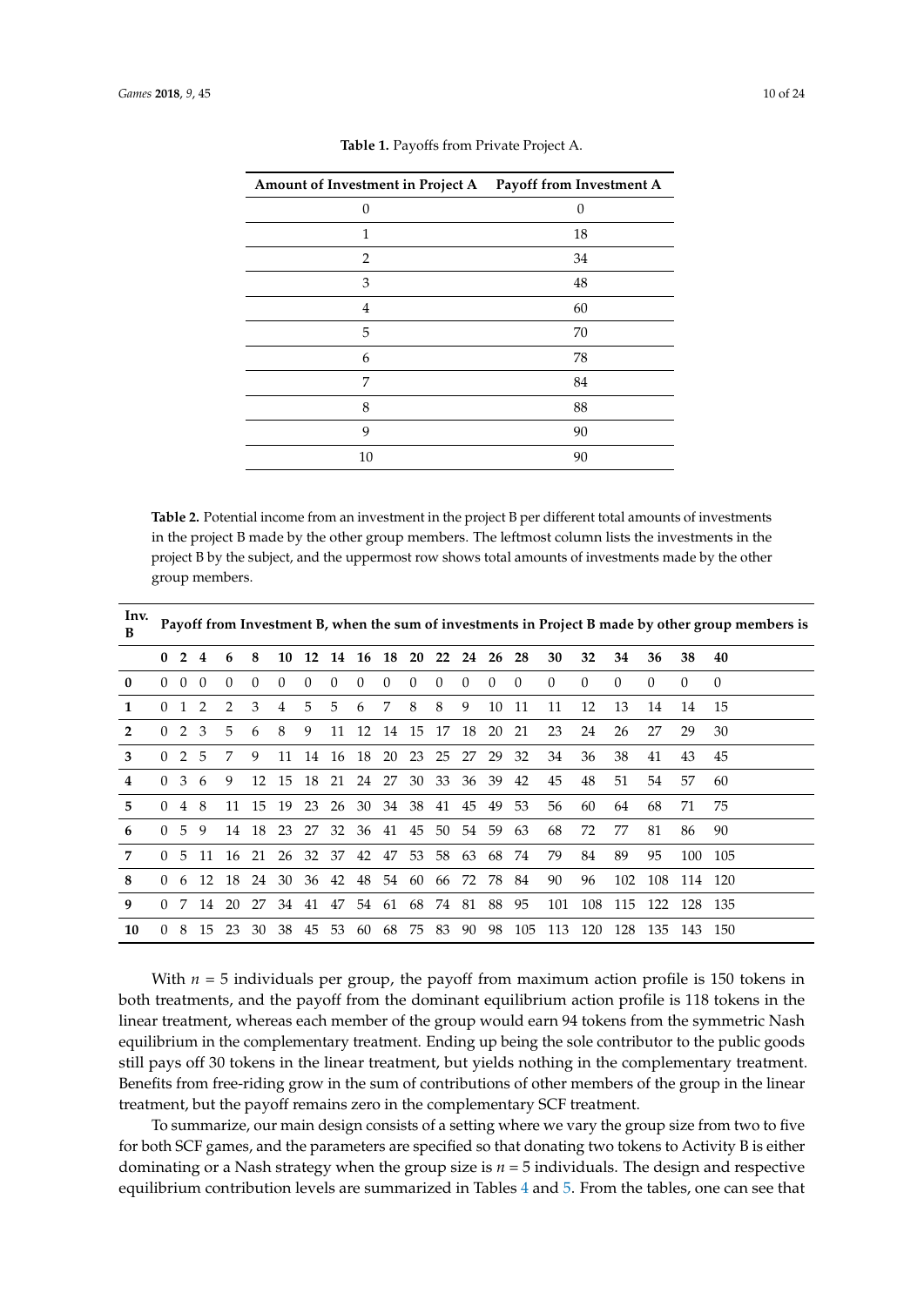**Table 1.** Payoffs from Private Project A.

| Amount of Investment in Project A | Payoff from Investment A |
|---|---|
| 0 | 0 |
| 1 | 18 |
| 2 | 34 |
| 3 | 48 |
| 4 | 60 |
| 5 | 70 |
| 6 | 78 |
| 7 | 84 |
| 8 | 88 |
| 9 | 90 |
| 10 | 90 |

**Table 2.** Potential income from an investment in the project B per different total amounts of investments in the project B made by the other group members. The leftmost column lists the investments in the project B by the subject, and the uppermost row shows total amounts of investments made by the other group members.

| Inv. B | Payoff from Investment B, when the sum of investments in Project B made by other group members is | | | | | | | | | | | | | | | | | | | | |
|---|---|---|---|---|---|---|---|---|---|---|---|---|---|---|---|---|---|---|---|---|---|
| | **0** | **2** | **4** | **6** | **8** | **10** | **12** | **14** | **16** | **18** | **20** | **22** | **24** | **26** | **28** | **30** | **32** | **34** | **36** | **38** | **40** |
| **0** | 0 | 0 | 0 | 0 | 0 | 0 | 0 | 0 | 0 | 0 | 0 | 0 | 0 | 0 | 0 | 0 | 0 | 0 | 0 | 0 | 0 |
| **1** | 0 | 1 | 2 | 2 | 3 | 4 | 5 | 5 | 6 | 7 | 8 | 8 | 9 | 10 | 11 | 11 | 12 | 13 | 14 | 14 | 15 |
| **2** | 0 | 2 | 3 | 5 | 6 | 8 | 9 | 11 | 12 | 14 | 15 | 17 | 18 | 20 | 21 | 23 | 24 | 26 | 27 | 29 | 30 |
| **3** | 0 | 2 | 5 | 7 | 9 | 11 | 14 | 16 | 18 | 20 | 23 | 25 | 27 | 29 | 32 | 34 | 36 | 38 | 41 | 43 | 45 |
| **4** | 0 | 3 | 6 | 9 | 12 | 15 | 18 | 21 | 24 | 27 | 30 | 33 | 36 | 39 | 42 | 45 | 48 | 51 | 54 | 57 | 60 |
| **5** | 0 | 4 | 8 | 11 | 15 | 19 | 23 | 26 | 30 | 34 | 38 | 41 | 45 | 49 | 53 | 56 | 60 | 64 | 68 | 71 | 75 |
| **6** | 0 | 5 | 9 | 14 | 18 | 23 | 27 | 32 | 36 | 41 | 45 | 50 | 54 | 59 | 63 | 68 | 72 | 77 | 81 | 86 | 90 |
| **7** | 0 | 5 | 11 | 16 | 21 | 26 | 32 | 37 | 42 | 47 | 53 | 58 | 63 | 68 | 74 | 79 | 84 | 89 | 95 | 100 | 105 |
| **8** | 0 | 6 | 12 | 18 | 24 | 30 | 36 | 42 | 48 | 54 | 60 | 66 | 72 | 78 | 84 | 90 | 96 | 102 | 108 | 114 | 120 |
| **9** | 0 | 7 | 14 | 20 | 27 | 34 | 41 | 47 | 54 | 61 | 68 | 74 | 81 | 88 | 95 | 101 | 108 | 115 | 122 | 128 | 135 |
| **10** | 0 | 8 | 15 | 23 | 30 | 38 | 45 | 53 | 60 | 68 | 75 | 83 | 90 | 98 | 105 | 113 | 120 | 128 | 135 | 143 | 150 |

With $n = 5$ individuals per group, the payoff from maximum action profile is 150 tokens in both treatments, and the payoff from the dominant equilibrium action profile is 118 tokens in the linear treatment, whereas each member of the group would earn 94 tokens from the symmetric Nash equilibrium in the complementary treatment. Ending up being the sole contributor to the public goods still pays off 30 tokens in the linear treatment, but yields nothing in the complementary treatment. Benefits from free-riding grow in the sum of contributions of other members of the group in the linear treatment, but the payoff remains zero in the complementary SCF treatment.

To summarize, our main design consists of a setting where we vary the group size from two to five for both SCF games, and the parameters are specified so that donating two tokens to Activity B is either dominating or a Nash strategy when the group size is $n = 5$ individuals. The design and respective equilibrium contribution levels are summarized in Tables 4 and 5. From the tables, one can see that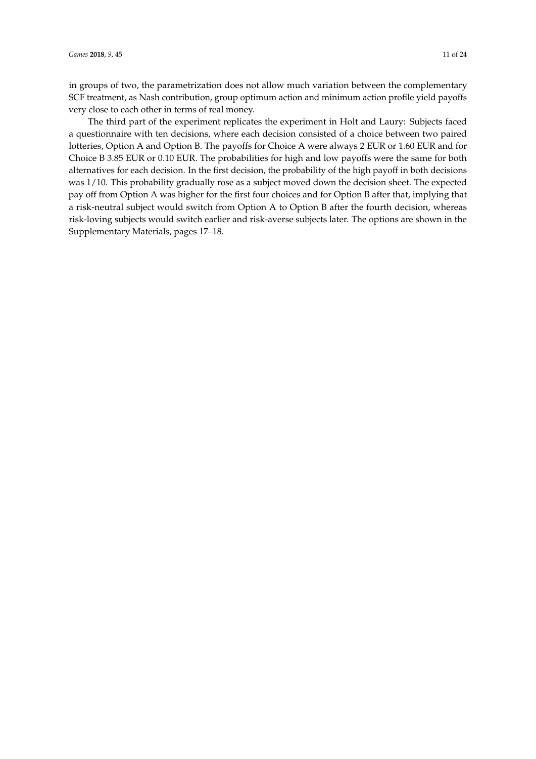in groups of two, the parametrization does not allow much variation between the complementary SCF treatment, as Nash contribution, group optimum action and minimum action profile yield payoffs very close to each other in terms of real money.

The third part of the experiment replicates the experiment in Holt and Laury: Subjects faced a questionnaire with ten decisions, where each decision consisted of a choice between two paired lotteries, Option A and Option B. The payoffs for Choice A were always 2 EUR or 1.60 EUR and for Choice B 3.85 EUR or 0.10 EUR. The probabilities for high and low payoffs were the same for both alternatives for each decision. In the first decision, the probability of the high payoff in both decisions was 1/10. This probability gradually rose as a subject moved down the decision sheet. The expected pay off from Option A was higher for the first four choices and for Option B after that, implying that a risk-neutral subject would switch from Option A to Option B after the fourth decision, whereas risk-loving subjects would switch earlier and risk-averse subjects later. The options are shown in the Supplementary Materials, pages 17–18.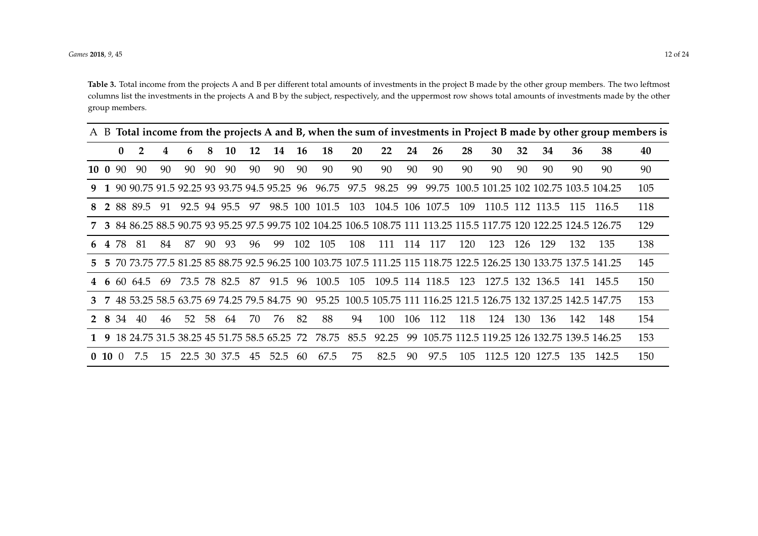**Table 3.** Total income from the projects A and B per different total amounts of investments in the project B made by the other group members. The two leftmost columns list the investments in the projects A and B by the subject, respectively, and the uppermost row shows total amounts of investments made by the other group members.

| A | B | **Total income from the projects A and B, when the sum of investments in Project B made by other group members is** | | | | | | | | | | | | | | | | | | | | |
|---|---|---|---|---|---|---|---|---|---|---|---|---|---|---|---|---|---|---|---|---|---|---|
| | | **0** | **2** | **4** | **6** | **8** | **10** | **12** | **14** | **16** | **18** | **20** | **22** | **24** | **26** | **28** | **30** | **32** | **34** | **36** | **38** | **40** |
| **10** | **0** | 90 | 90 | 90 | 90 | 90 | 90 | 90 | 90 | 90 | 90 | 90 | 90 | 90 | 90 | 90 | 90 | 90 | 90 | 90 | 90 | 90 |
| **9** | **1** | 90 | 90.75 | 91.5 | 92.25 | 93 | 93.75 | 94.5 | 95.25 | 96 | 96.75 | 97.5 | 98.25 | 99 | 99.75 | 100.5 | 101.25 | 102 | 102.75 | 103.5 | 104.25 | 105 |
| **8** | **2** | 88 | 89.5 | 91 | 92.5 | 94 | 95.5 | 97 | 98.5 | 100 | 101.5 | 103 | 104.5 | 106 | 107.5 | 109 | 110.5 | 112 | 113.5 | 115 | 116.5 | 118 |
| **7** | **3** | 84 | 86.25 | 88.5 | 90.75 | 93 | 95.25 | 97.5 | 99.75 | 102 | 104.25 | 106.5 | 108.75 | 111 | 113.25 | 115.5 | 117.75 | 120 | 122.25 | 124.5 | 126.75 | 129 |
| **6** | **4** | 78 | 81 | 84 | 87 | 90 | 93 | 96 | 99 | 102 | 105 | 108 | 111 | 114 | 117 | 120 | 123 | 126 | 129 | 132 | 135 | 138 |
| **5** | **5** | 70 | 73.75 | 77.5 | 81.25 | 85 | 88.75 | 92.5 | 96.25 | 100 | 103.75 | 107.5 | 111.25 | 115 | 118.75 | 122.5 | 126.25 | 130 | 133.75 | 137.5 | 141.25 | 145 |
| **4** | **6** | 60 | 64.5 | 69 | 73.5 | 78 | 82.5 | 87 | 91.5 | 96 | 100.5 | 105 | 109.5 | 114 | 118.5 | 123 | 127.5 | 132 | 136.5 | 141 | 145.5 | 150 |
| **3** | **7** | 48 | 53.25 | 58.5 | 63.75 | 69 | 74.25 | 79.5 | 84.75 | 90 | 95.25 | 100.5 | 105.75 | 111 | 116.25 | 121.5 | 126.75 | 132 | 137.25 | 142.5 | 147.75 | 153 |
| **2** | **8** | 34 | 40 | 46 | 52 | 58 | 64 | 70 | 76 | 82 | 88 | 94 | 100 | 106 | 112 | 118 | 124 | 130 | 136 | 142 | 148 | 154 |
| **1** | **9** | 18 | 24.75 | 31.5 | 38.25 | 45 | 51.75 | 58.5 | 65.25 | 72 | 78.75 | 85.5 | 92.25 | 99 | 105.75 | 112.5 | 119.25 | 126 | 132.75 | 139.5 | 146.25 | 153 |
| **0** | **10** | 0 | 7.5 | 15 | 22.5 | 30 | 37.5 | 45 | 52.5 | 60 | 67.5 | 75 | 82.5 | 90 | 97.5 | 105 | 112.5 | 120 | 127.5 | 135 | 142.5 | 150 |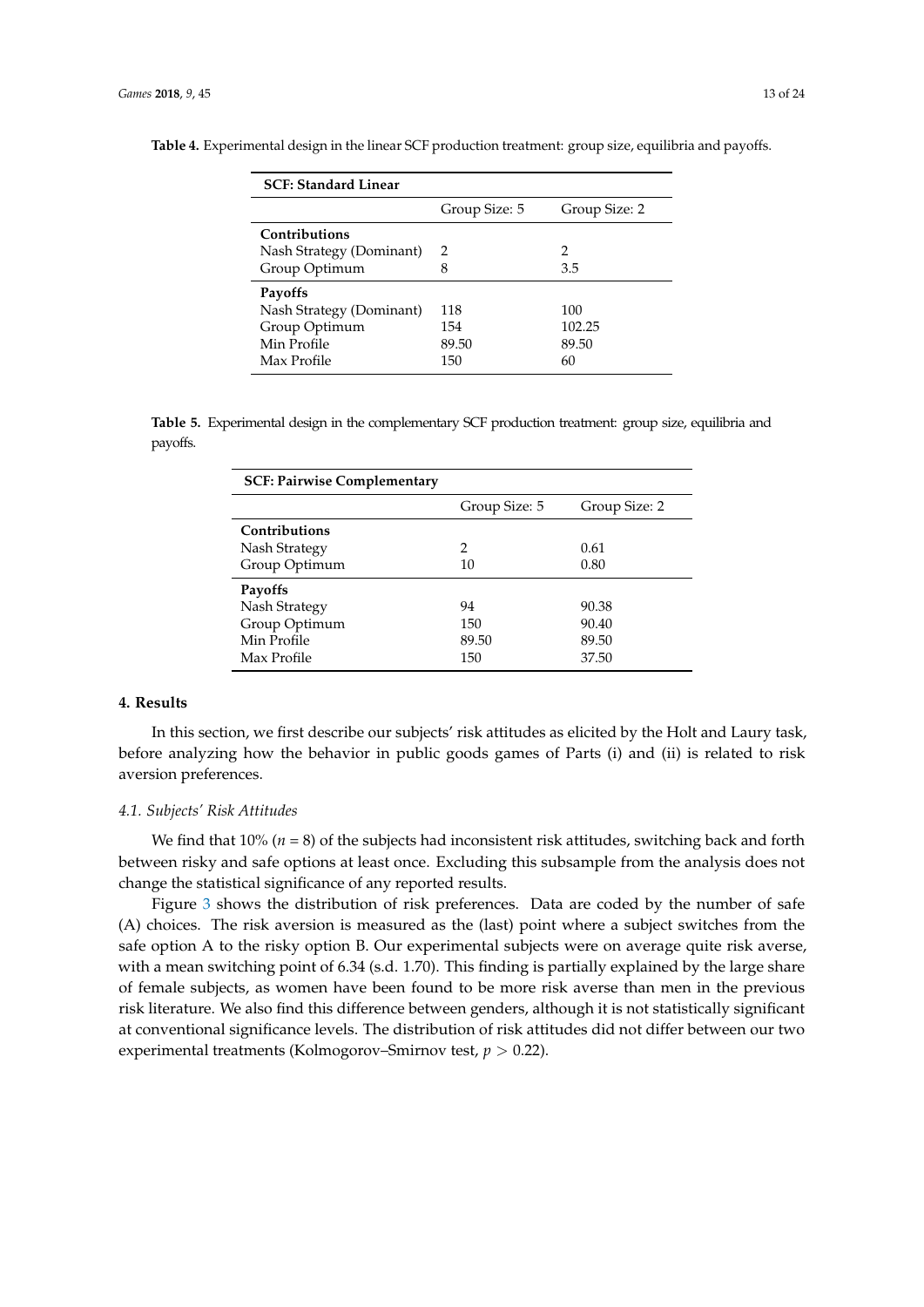**Table 4.** Experimental design in the linear SCF production treatment: group size, equilibria and payoffs.

| **SCF: Standard Linear** | | |
|---|---|---|
| | Group Size: 5 | Group Size: 2 |
| **Contributions** | | |
| Nash Strategy (Dominant) | 2 | 2 |
| Group Optimum | 8 | 3.5 |
| **Payoffs** | | |
| Nash Strategy (Dominant) | 118 | 100 |
| Group Optimum | 154 | 102.25 |
| Min Profile | 89.50 | 89.50 |
| Max Profile | 150 | 60 |

**Table 5.** Experimental design in the complementary SCF production treatment: group size, equilibria and payoffs.

| **SCF: Pairwise Complementary** | | |
|---|---|---|
| | Group Size: 5 | Group Size: 2 |
| **Contributions** | | |
| Nash Strategy | 2 | 0.61 |
| Group Optimum | 10 | 0.80 |
| **Payoffs** | | |
| Nash Strategy | 94 | 90.38 |
| Group Optimum | 150 | 90.40 |
| Min Profile | 89.50 | 89.50 |
| Max Profile | 150 | 37.50 |

## 4. Results

In this section, we first describe our subjects' risk attitudes as elicited by the Holt and Laury task, before analyzing how the behavior in public goods games of Parts (i) and (ii) is related to risk aversion preferences.

### 4.1. Subjects' Risk Attitudes

We find that 10% ($n = 8$) of the subjects had inconsistent risk attitudes, switching back and forth between risky and safe options at least once. Excluding this subsample from the analysis does not change the statistical significance of any reported results.

Figure 3 shows the distribution of risk preferences. Data are coded by the number of safe (A) choices. The risk aversion is measured as the (last) point where a subject switches from the safe option A to the risky option B. Our experimental subjects were on average quite risk averse, with a mean switching point of 6.34 (s.d. 1.70). This finding is partially explained by the large share of female subjects, as women have been found to be more risk averse than men in the previous risk literature. We also find this difference between genders, although it is not statistically significant at conventional significance levels. The distribution of risk attitudes did not differ between our two experimental treatments (Kolmogorov–Smirnov test, $p > 0.22$).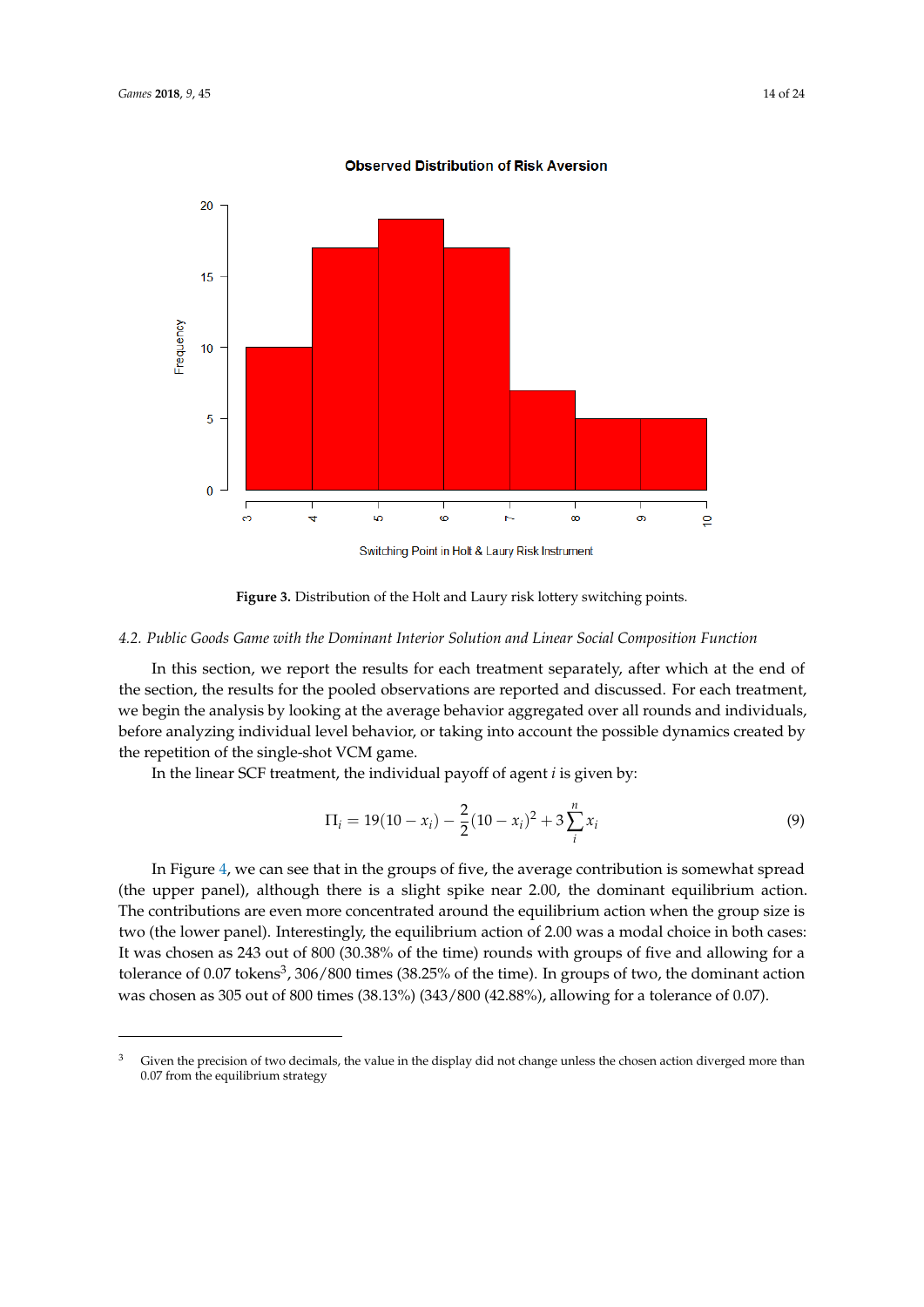**Figure 3.** Distribution of the Holt and Laury risk lottery switching points.

### 4.2. Public Goods Game with the Dominant Interior Solution and Linear Social Composition Function

In this section, we report the results for each treatment separately, after which at the end of the section, the results for the pooled observations are reported and discussed. For each treatment, we begin the analysis by looking at the average behavior aggregated over all rounds and individuals, before analyzing individual level behavior, or taking into account the possible dynamics created by the repetition of the single-shot VCM game.

In the linear SCF treatment, the individual payoff of agent $i$ is given by:

$$\Pi_i = 19(10 - x_i) - \frac{2}{2}(10 - x_i)^2 + 3\sum_{i}^{n} x_i \tag{9}$$

In Figure 4, we can see that in the groups of five, the average contribution is somewhat spread (the upper panel), although there is a slight spike near 2.00, the dominant equilibrium action. The contributions are even more concentrated around the equilibrium action when the group size is two (the lower panel). Interestingly, the equilibrium action of 2.00 was a modal choice in both cases: It was chosen as 243 out of 800 (30.38% of the time) rounds with groups of five and allowing for a tolerance of 0.07 tokens[3], 306/800 times (38.25% of the time). In groups of two, the dominant action was chosen as 305 out of 800 times (38.13%) (343/800 (42.88%), allowing for a tolerance of 0.07).

[3] Given the precision of two decimals, the value in the display did not change unless the chosen action diverged more than 0.07 from the equilibrium strategy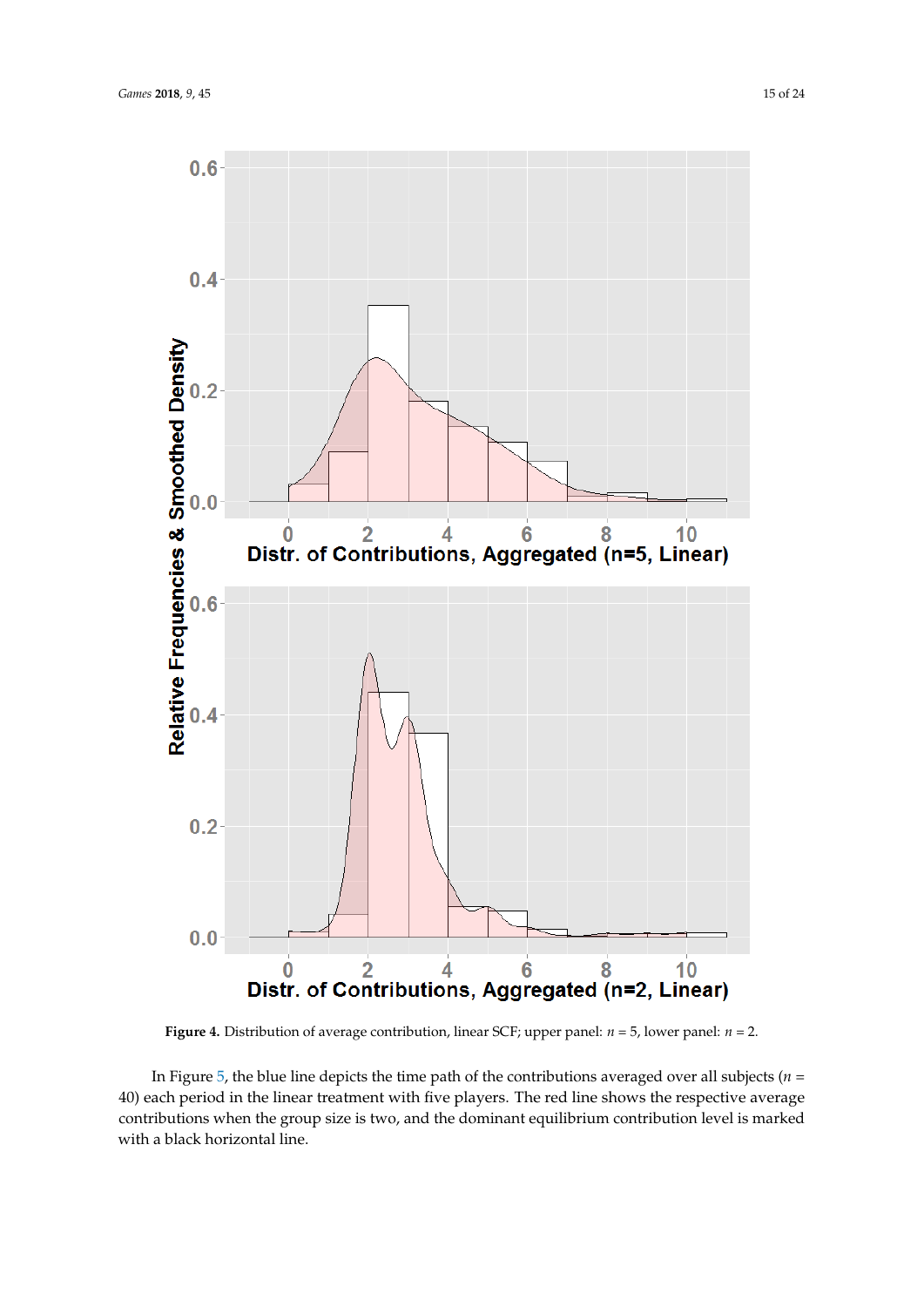**Figure 4.** Distribution of average contribution, linear SCF; upper panel: $n = 5$, lower panel: $n = 2$.

In Figure 5, the blue line depicts the time path of the contributions averaged over all subjects ($n$ = 40) each period in the linear treatment with five players. The red line shows the respective average contributions when the group size is two, and the dominant equilibrium contribution level is marked with a black horizontal line.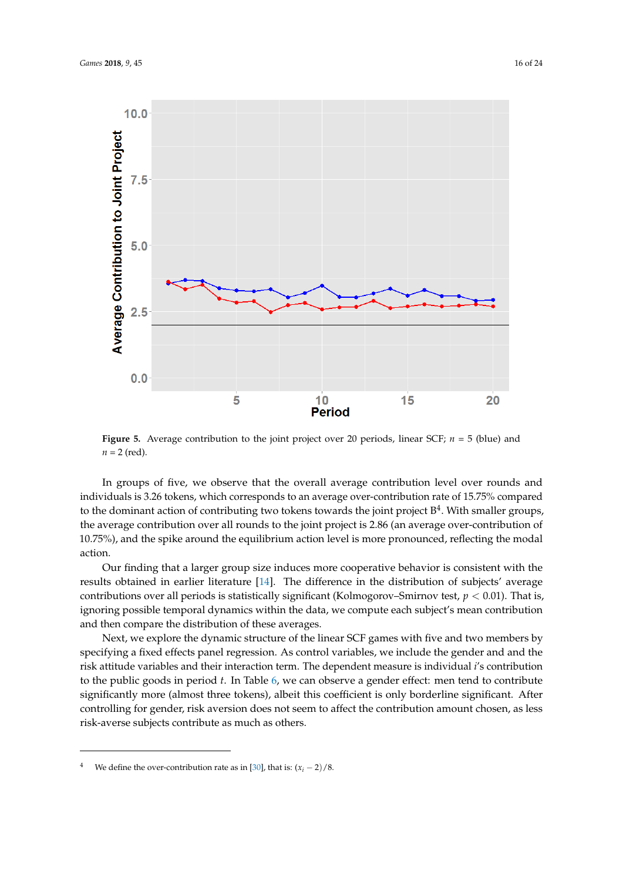**Figure 5.** Average contribution to the joint project over 20 periods, linear SCF; $n$ = 5 (blue) and $n$ = 2 (red).

In groups of five, we observe that the overall average contribution level over rounds and individuals is 3.26 tokens, which corresponds to an average over-contribution rate of 15.75% compared to the dominant action of contributing two tokens towards the joint project B[4]. With smaller groups, the average contribution over all rounds to the joint project is 2.86 (an average over-contribution of 10.75%), and the spike around the equilibrium action level is more pronounced, reflecting the modal action.

Our finding that a larger group size induces more cooperative behavior is consistent with the results obtained in earlier literature [14]. The difference in the distribution of subjects' average contributions over all periods is statistically significant (Kolmogorov–Smirnov test, $p < 0.01$). That is, ignoring possible temporal dynamics within the data, we compute each subject's mean contribution and then compare the distribution of these averages.

Next, we explore the dynamic structure of the linear SCF games with five and two members by specifying a fixed effects panel regression. As control variables, we include the gender and and the risk attitude variables and their interaction term. The dependent measure is individual $i$'s contribution to the public goods in period $t$. In Table 6, we can observe a gender effect: men tend to contribute significantly more (almost three tokens), albeit this coefficient is only borderline significant. After controlling for gender, risk aversion does not seem to affect the contribution amount chosen, as less risk-averse subjects contribute as much as others.

[4] We define the over-contribution rate as in [30], that is: $(x_i - 2)/8$.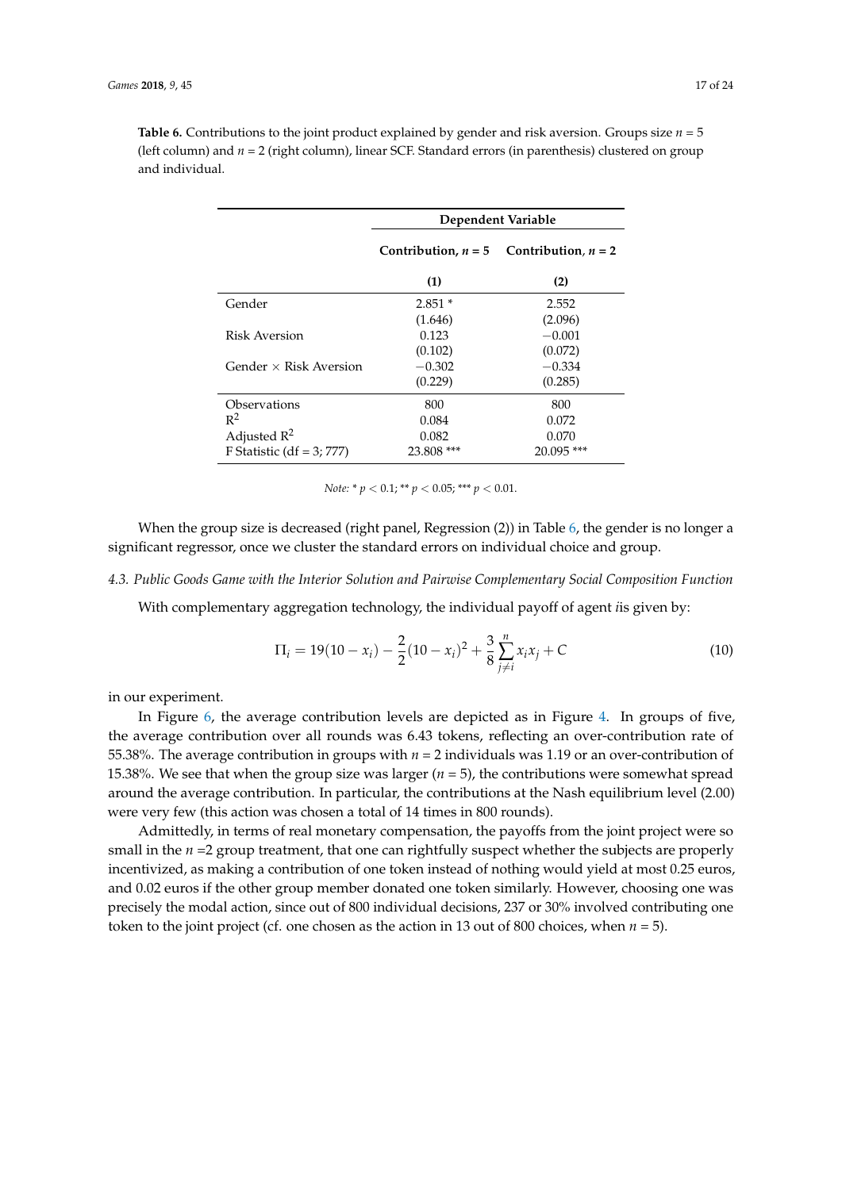**Table 6.** Contributions to the joint product explained by gender and risk aversion. Groups size $n$ = 5 (left column) and $n$ = 2 (right column), linear SCF. Standard errors (in parenthesis) clustered on group and individual.

| | Dependent Variable | |
|---|---|---|
| | **Contribution, $n$ = 5** | **Contribution, $n$ = 2** |
| | **(1)** | **(2)** |
| Gender | 2.851 * | 2.552 |
| | (1.646) | (2.096) |
| Risk Aversion | 0.123 | −0.001 |
| | (0.102) | (0.072) |
| Gender × Risk Aversion | −0.302 | −0.334 |
| | (0.229) | (0.285) |
| Observations | 800 | 800 |
| $R^2$ | 0.084 | 0.072 |
| Adjusted $R^2$ | 0.082 | 0.070 |
| F Statistic (df = 3; 777) | 23.808 *** | 20.095 *** |

*Note:* * $p < 0.1$; ** $p < 0.05$; *** $p < 0.01$.

When the group size is decreased (right panel, Regression (2)) in Table 6, the gender is no longer a significant regressor, once we cluster the standard errors on individual choice and group.

*4.3. Public Goods Game with the Interior Solution and Pairwise Complementary Social Composition Function*

With complementary aggregation technology, the individual payoff of agent $i$is given by:

$$\Pi_i = 19(10 - x_i) - \frac{2}{2}(10 - x_i)^2 + \frac{3}{8}\sum_{j \neq i}^{n} x_i x_j + C \tag{10}$$

in our experiment.

In Figure 6, the average contribution levels are depicted as in Figure 4. In groups of five, the average contribution over all rounds was 6.43 tokens, reflecting an over-contribution rate of 55.38%. The average contribution in groups with $n$ = 2 individuals was 1.19 or an over-contribution of 15.38%. We see that when the group size was larger ($n$ = 5), the contributions were somewhat spread around the average contribution. In particular, the contributions at the Nash equilibrium level (2.00) were very few (this action was chosen a total of 14 times in 800 rounds).

Admittedly, in terms of real monetary compensation, the payoffs from the joint project were so small in the $n$ =2 group treatment, that one can rightfully suspect whether the subjects are properly incentivized, as making a contribution of one token instead of nothing would yield at most 0.25 euros, and 0.02 euros if the other group member donated one token similarly. However, choosing one was precisely the modal action, since out of 800 individual decisions, 237 or 30% involved contributing one token to the joint project (cf. one chosen as the action in 13 out of 800 choices, when $n$ = 5).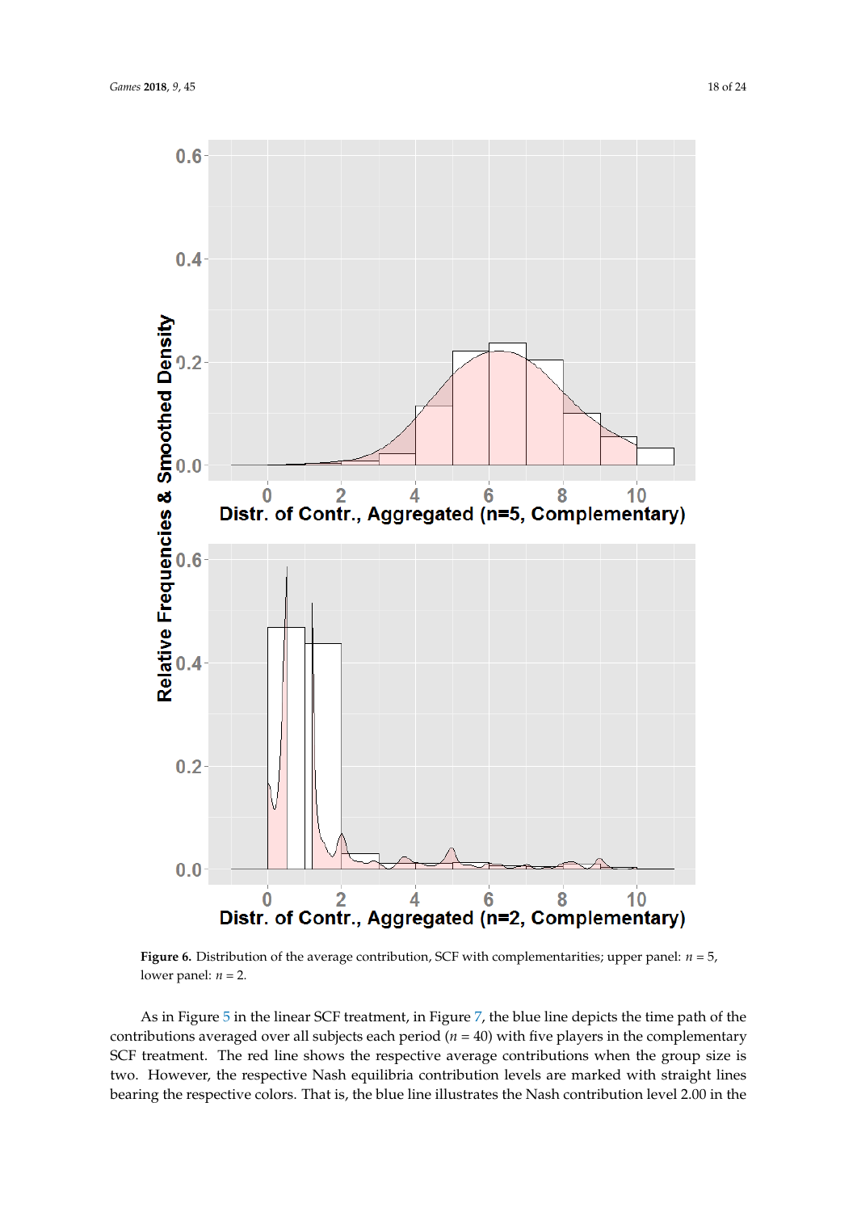**Figure 6.** Distribution of the average contribution, SCF with complementarities; upper panel: $n = 5$, lower panel: $n = 2$.

As in Figure 5 in the linear SCF treatment, in Figure 7, the blue line depicts the time path of the contributions averaged over all subjects each period ($n = 40$) with five players in the complementary SCF treatment. The red line shows the respective average contributions when the group size is two. However, the respective Nash equilibria contribution levels are marked with straight lines bearing the respective colors. That is, the blue line illustrates the Nash contribution level 2.00 in the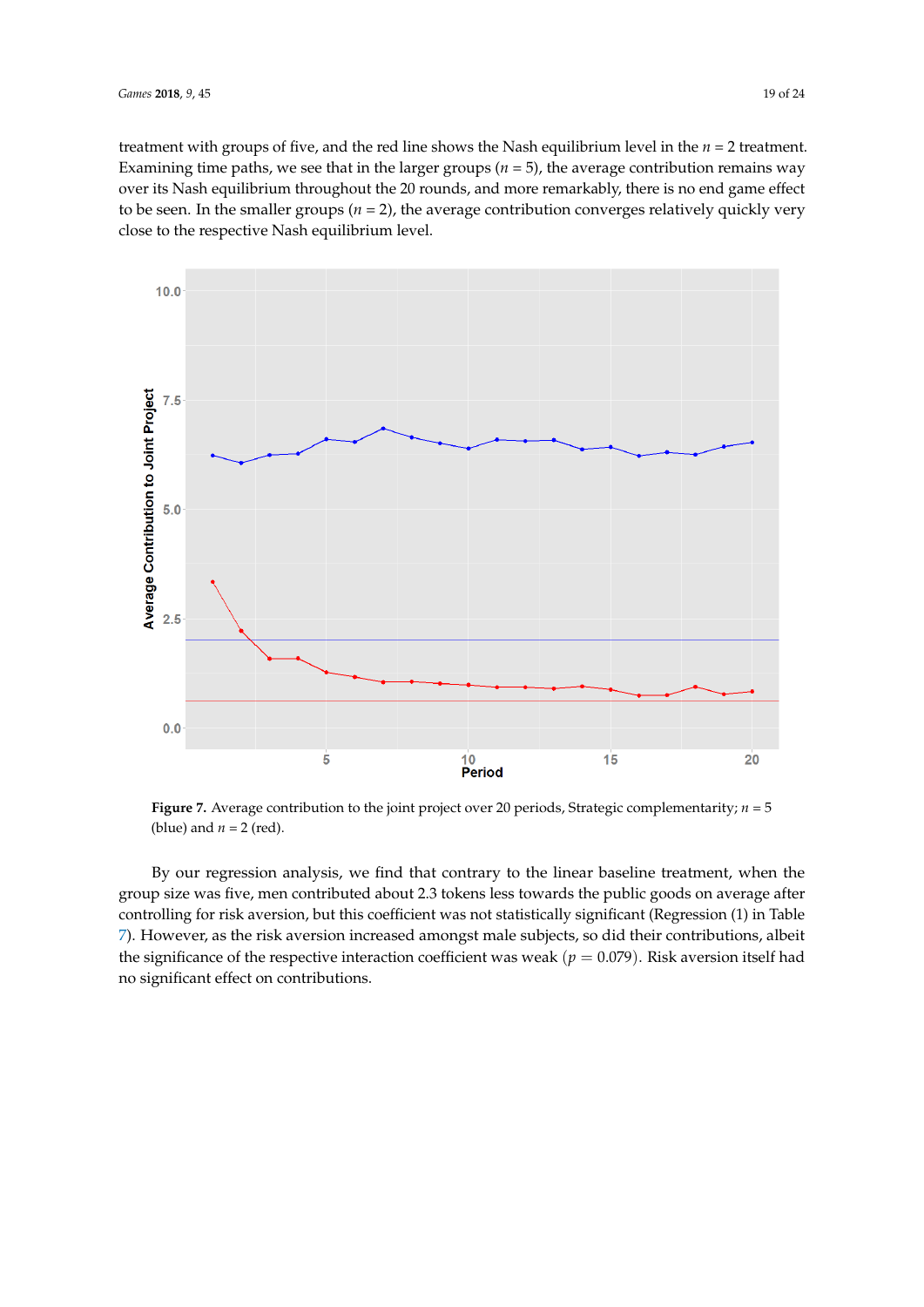treatment with groups of five, and the red line shows the Nash equilibrium level in the $n = 2$ treatment. Examining time paths, we see that in the larger groups ($n = 5$), the average contribution remains way over its Nash equilibrium throughout the 20 rounds, and more remarkably, there is no end game effect to be seen. In the smaller groups ($n = 2$), the average contribution converges relatively quickly very close to the respective Nash equilibrium level.

**Figure 7.** Average contribution to the joint project over 20 periods, Strategic complementarity; $n = 5$ (blue) and $n = 2$ (red).

By our regression analysis, we find that contrary to the linear baseline treatment, when the group size was five, men contributed about 2.3 tokens less towards the public goods on average after controlling for risk aversion, but this coefficient was not statistically significant (Regression (1) in Table 7). However, as the risk aversion increased amongst male subjects, so did their contributions, albeit the significance of the respective interaction coefficient was weak ($p = 0.079$). Risk aversion itself had no significant effect on contributions.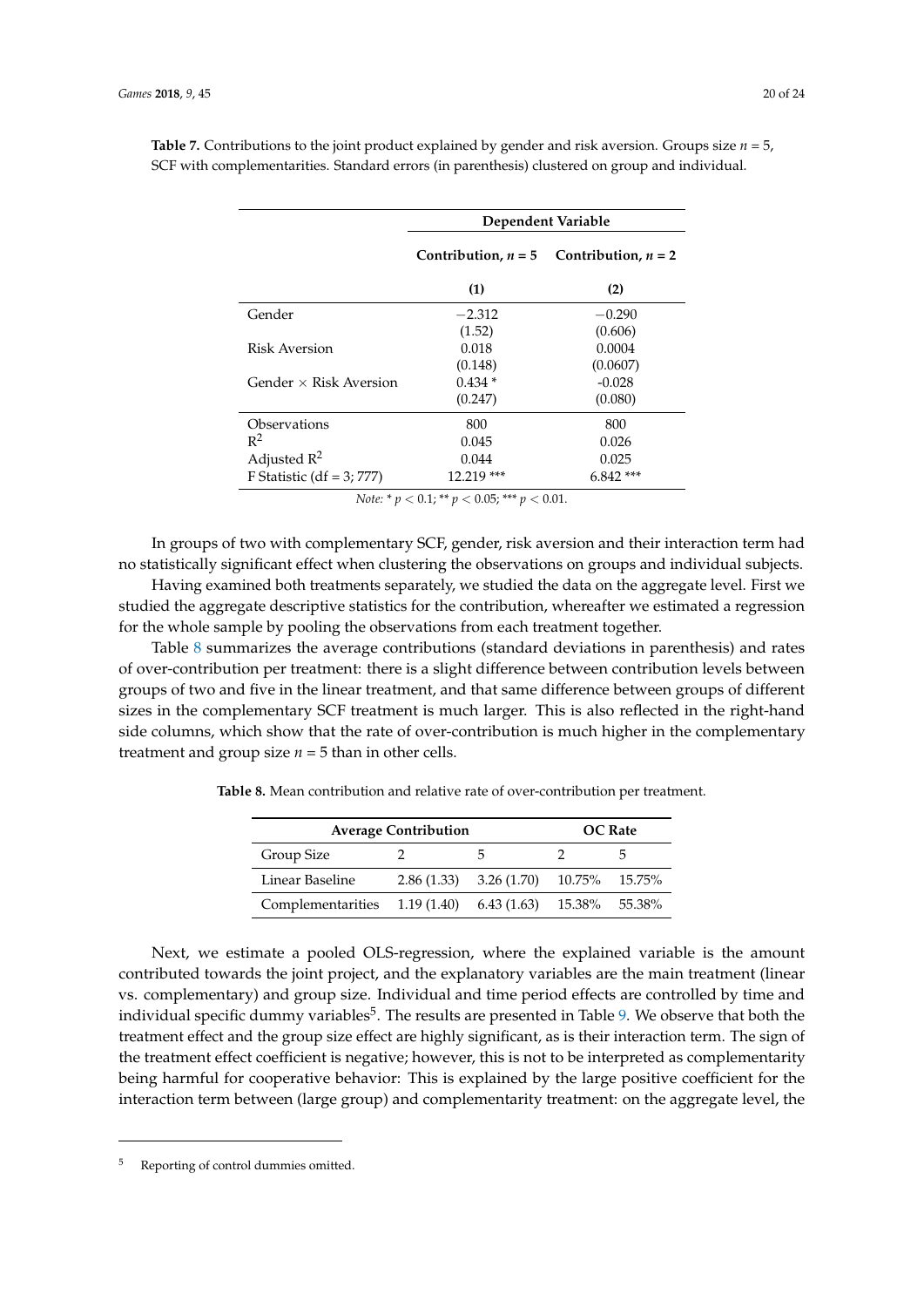**Table 7.** Contributions to the joint product explained by gender and risk aversion. Groups size $n = 5$, SCF with complementarities. Standard errors (in parenthesis) clustered on group and individual.

| | Dependent Variable | |
|---|---|---|
| | Contribution, $n = 5$ | Contribution, $n = 2$ |
| | (1) | (2) |
| Gender | −2.312 | −0.290 |
| | (1.52) | (0.606) |
| Risk Aversion | 0.018 | 0.0004 |
| | (0.148) | (0.0607) |
| Gender × Risk Aversion | 0.434 * | -0.028 |
| | (0.247) | (0.080) |
| Observations | 800 | 800 |
| $R^2$ | 0.045 | 0.026 |
| Adjusted $R^2$ | 0.044 | 0.025 |
| F Statistic (df = 3; 777) | 12.219 *** | 6.842 *** |

*Note:* * $p < 0.1$; ** $p < 0.05$; *** $p < 0.01$.

In groups of two with complementary SCF, gender, risk aversion and their interaction term had no statistically significant effect when clustering the observations on groups and individual subjects.

Having examined both treatments separately, we studied the data on the aggregate level. First we studied the aggregate descriptive statistics for the contribution, whereafter we estimated a regression for the whole sample by pooling the observations from each treatment together.

Table 8 summarizes the average contributions (standard deviations in parenthesis) and rates of over-contribution per treatment: there is a slight difference between contribution levels between groups of two and five in the linear treatment, and that same difference between groups of different sizes in the complementary SCF treatment is much larger. This is also reflected in the right-hand side columns, which show that the rate of over-contribution is much higher in the complementary treatment and group size $n = 5$ than in other cells.

**Table 8.** Mean contribution and relative rate of over-contribution per treatment.

| Average Contribution | | | OC Rate | |
|---|---|---|---|---|
| Group Size | 2 | 5 | 2 | 5 |
| Linear Baseline | 2.86 (1.33) | 3.26 (1.70) | 10.75% | 15.75% |
| Complementarities | 1.19 (1.40) | 6.43 (1.63) | 15.38% | 55.38% |

Next, we estimate a pooled OLS-regression, where the explained variable is the amount contributed towards the joint project, and the explanatory variables are the main treatment (linear vs. complementary) and group size. Individual and time period effects are controlled by time and individual specific dummy variables[5]. The results are presented in Table 9. We observe that both the treatment effect and the group size effect are highly significant, as is their interaction term. The sign of the treatment effect coefficient is negative; however, this is not to be interpreted as complementarity being harmful for cooperative behavior: This is explained by the large positive coefficient for the interaction term between (large group) and complementarity treatment: on the aggregate level, the

[5] Reporting of control dummies omitted.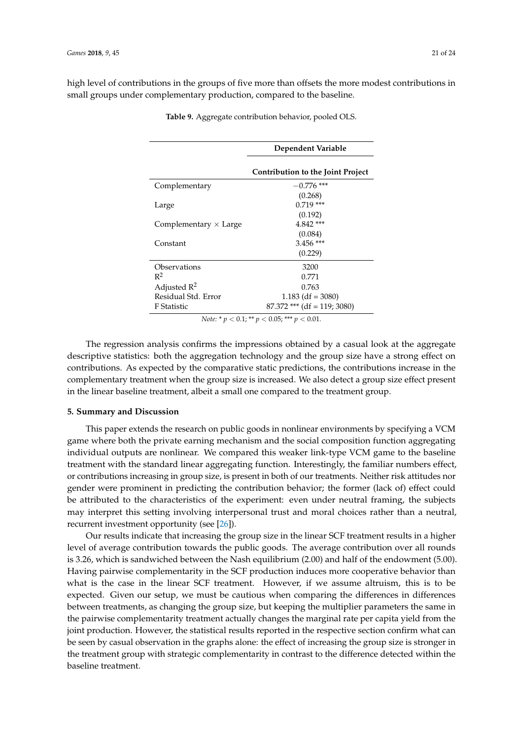high level of contributions in the groups of five more than offsets the more modest contributions in small groups under complementary production, compared to the baseline.

**Table 9.** Aggregate contribution behavior, pooled OLS.

| | Dependent Variable |
|---|---|
| | **Contribution to the Joint Project** |
| Complementary | −0.776 *** |
| | (0.268) |
| Large | 0.719 *** |
| | (0.192) |
| Complementary × Large | 4.842 *** |
| | (0.084) |
| Constant | 3.456 *** |
| | (0.229) |
| Observations | 3200 |
| $R^2$ | 0.771 |
| Adjusted $R^2$ | 0.763 |
| Residual Std. Error | 1.183 (df = 3080) |
| F Statistic | 87.372 *** (df = 119; 3080) |

*Note:* * $p < 0.1$; ** $p < 0.05$; *** $p < 0.01$.

The regression analysis confirms the impressions obtained by a casual look at the aggregate descriptive statistics: both the aggregation technology and the group size have a strong effect on contributions. As expected by the comparative static predictions, the contributions increase in the complementary treatment when the group size is increased. We also detect a group size effect present in the linear baseline treatment, albeit a small one compared to the treatment group.

## 5. Summary and Discussion

This paper extends the research on public goods in nonlinear environments by specifying a VCM game where both the private earning mechanism and the social composition function aggregating individual outputs are nonlinear. We compared this weaker link-type VCM game to the baseline treatment with the standard linear aggregating function. Interestingly, the familiar numbers effect, or contributions increasing in group size, is present in both of our treatments. Neither risk attitudes nor gender were prominent in predicting the contribution behavior; the former (lack of) effect could be attributed to the characteristics of the experiment: even under neutral framing, the subjects may interpret this setting involving interpersonal trust and moral choices rather than a neutral, recurrent investment opportunity (see [26]).

Our results indicate that increasing the group size in the linear SCF treatment results in a higher level of average contribution towards the public goods. The average contribution over all rounds is 3.26, which is sandwiched between the Nash equilibrium (2.00) and half of the endowment (5.00). Having pairwise complementarity in the SCF production induces more cooperative behavior than what is the case in the linear SCF treatment. However, if we assume altruism, this is to be expected. Given our setup, we must be cautious when comparing the differences in differences between treatments, as changing the group size, but keeping the multiplier parameters the same in the pairwise complementarity treatment actually changes the marginal rate per capita yield from the joint production. However, the statistical results reported in the respective section confirm what can be seen by casual observation in the graphs alone: the effect of increasing the group size is stronger in the treatment group with strategic complementarity in contrast to the difference detected within the baseline treatment.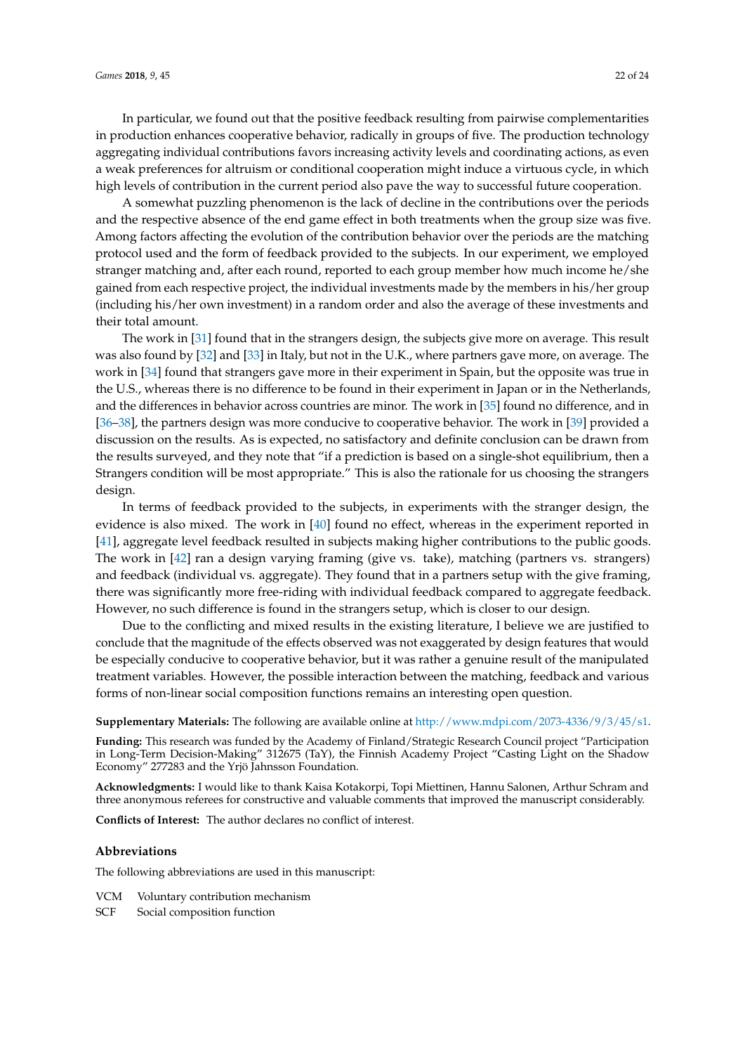In particular, we found out that the positive feedback resulting from pairwise complementarities in production enhances cooperative behavior, radically in groups of five. The production technology aggregating individual contributions favors increasing activity levels and coordinating actions, as even a weak preferences for altruism or conditional cooperation might induce a virtuous cycle, in which high levels of contribution in the current period also pave the way to successful future cooperation.

A somewhat puzzling phenomenon is the lack of decline in the contributions over the periods and the respective absence of the end game effect in both treatments when the group size was five. Among factors affecting the evolution of the contribution behavior over the periods are the matching protocol used and the form of feedback provided to the subjects. In our experiment, we employed stranger matching and, after each round, reported to each group member how much income he/she gained from each respective project, the individual investments made by the members in his/her group (including his/her own investment) in a random order and also the average of these investments and their total amount.

The work in [31] found that in the strangers design, the subjects give more on average. This result was also found by [32] and [33] in Italy, but not in the U.K., where partners gave more, on average. The work in [34] found that strangers gave more in their experiment in Spain, but the opposite was true in the U.S., whereas there is no difference to be found in their experiment in Japan or in the Netherlands, and the differences in behavior across countries are minor. The work in [35] found no difference, and in [36–38], the partners design was more conducive to cooperative behavior. The work in [39] provided a discussion on the results. As is expected, no satisfactory and definite conclusion can be drawn from the results surveyed, and they note that "if a prediction is based on a single-shot equilibrium, then a Strangers condition will be most appropriate." This is also the rationale for us choosing the strangers design.

In terms of feedback provided to the subjects, in experiments with the stranger design, the evidence is also mixed. The work in [40] found no effect, whereas in the experiment reported in [41], aggregate level feedback resulted in subjects making higher contributions to the public goods. The work in [42] ran a design varying framing (give vs. take), matching (partners vs. strangers) and feedback (individual vs. aggregate). They found that in a partners setup with the give framing, there was significantly more free-riding with individual feedback compared to aggregate feedback. However, no such difference is found in the strangers setup, which is closer to our design.

Due to the conflicting and mixed results in the existing literature, I believe we are justified to conclude that the magnitude of the effects observed was not exaggerated by design features that would be especially conducive to cooperative behavior, but it was rather a genuine result of the manipulated treatment variables. However, the possible interaction between the matching, feedback and various forms of non-linear social composition functions remains an interesting open question.

**Supplementary Materials:** The following are available online at http://www.mdpi.com/2073-4336/9/3/45/s1.

**Funding:** This research was funded by the Academy of Finland/Strategic Research Council project "Participation in Long-Term Decision-Making" 312675 (TaY), the Finnish Academy Project "Casting Light on the Shadow Economy" 277283 and the Yrjö Jahnsson Foundation.

**Acknowledgments:** I would like to thank Kaisa Kotakorpi, Topi Miettinen, Hannu Salonen, Arthur Schram and three anonymous referees for constructive and valuable comments that improved the manuscript considerably.

**Conflicts of Interest:** The author declares no conflict of interest.

## Abbreviations

The following abbreviations are used in this manuscript:

| | |
|---|---|
| VCM | Voluntary contribution mechanism |
| SCF | Social composition function |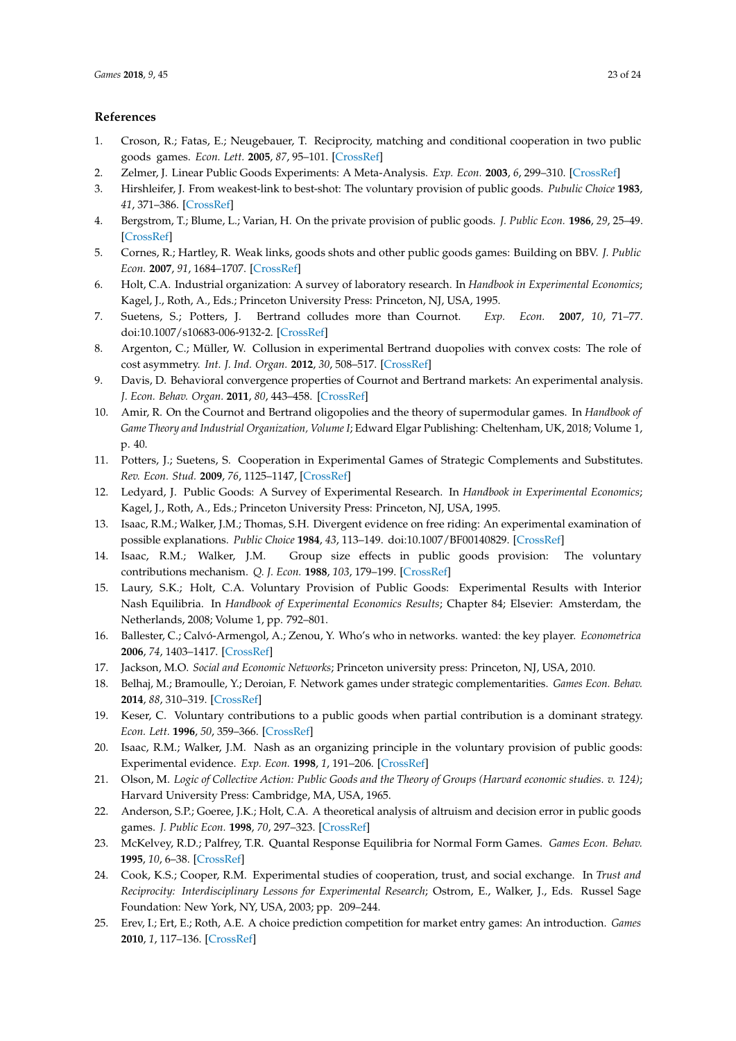## References

1. Croson, R.; Fatas, E.; Neugebauer, T. Reciprocity, matching and conditional cooperation in two public goods games. *Econ. Lett.* **2005**, *87*, 95–101. [CrossRef]
2. Zelmer, J. Linear Public Goods Experiments: A Meta-Analysis. *Exp. Econ.* **2003**, *6*, 299–310. [CrossRef]
3. Hirshleifer, J. From weakest-link to best-shot: The voluntary provision of public goods. *Pubulic Choice* **1983**, *41*, 371–386. [CrossRef]
4. Bergstrom, T.; Blume, L.; Varian, H. On the private provision of public goods. *J. Public Econ.* **1986**, *29*, 25–49. [CrossRef]
5. Cornes, R.; Hartley, R. Weak links, goods shots and other public goods games: Building on BBV. *J. Public Econ.* **2007**, *91*, 1684–1707. [CrossRef]
6. Holt, C.A. Industrial organization: A survey of laboratory research. In *Handbook in Experimental Economics*; Kagel, J., Roth, A., Eds.; Princeton University Press: Princeton, NJ, USA, 1995.
7. Suetens, S.; Potters, J. Bertrand colludes more than Cournot. *Exp. Econ.* **2007**, *10*, 71–77. doi:10.1007/s10683-006-9132-2. [CrossRef]
8. Argenton, C.; Müller, W. Collusion in experimental Bertrand duopolies with convex costs: The role of cost asymmetry. *Int. J. Ind. Organ.* **2012**, *30*, 508–517. [CrossRef]
9. Davis, D. Behavioral convergence properties of Cournot and Bertrand markets: An experimental analysis. *J. Econ. Behav. Organ.* **2011**, *80*, 443–458. [CrossRef]
10. Amir, R. On the Cournot and Bertrand oligopolies and the theory of supermodular games. In *Handbook of Game Theory and Industrial Organization, Volume I*; Edward Elgar Publishing: Cheltenham, UK, 2018; Volume 1, p. 40.
11. Potters, J.; Suetens, S. Cooperation in Experimental Games of Strategic Complements and Substitutes. *Rev. Econ. Stud.* **2009**, *76*, 1125–1147, [CrossRef]
12. Ledyard, J. Public Goods: A Survey of Experimental Research. In *Handbook in Experimental Economics*; Kagel, J., Roth, A., Eds.; Princeton University Press: Princeton, NJ, USA, 1995.
13. Isaac, R.M.; Walker, J.M.; Thomas, S.H. Divergent evidence on free riding: An experimental examination of possible explanations. *Public Choice* **1984**, *43*, 113–149. doi:10.1007/BF00140829. [CrossRef]
14. Isaac, R.M.; Walker, J.M. Group size effects in public goods provision: The voluntary contributions mechanism. *Q. J. Econ.* **1988**, *103*, 179–199. [CrossRef]
15. Laury, S.K.; Holt, C.A. Voluntary Provision of Public Goods: Experimental Results with Interior Nash Equilibria. In *Handbook of Experimental Economics Results*; Chapter 84; Elsevier: Amsterdam, the Netherlands, 2008; Volume 1, pp. 792–801.
16. Ballester, C.; Calvó-Armengol, A.; Zenou, Y. Who's who in networks. wanted: the key player. *Econometrica* **2006**, *74*, 1403–1417. [CrossRef]
17. Jackson, M.O. *Social and Economic Networks*; Princeton university press: Princeton, NJ, USA, 2010.
18. Belhaj, M.; Bramoulle, Y.; Deroian, F. Network games under strategic complementarities. *Games Econ. Behav.* **2014**, *88*, 310–319. [CrossRef]
19. Keser, C. Voluntary contributions to a public goods when partial contribution is a dominant strategy. *Econ. Lett.* **1996**, *50*, 359–366. [CrossRef]
20. Isaac, R.M.; Walker, J.M. Nash as an organizing principle in the voluntary provision of public goods: Experimental evidence. *Exp. Econ.* **1998**, *1*, 191–206. [CrossRef]
21. Olson, M. *Logic of Collective Action: Public Goods and the Theory of Groups (Harvard economic studies. v. 124)*; Harvard University Press: Cambridge, MA, USA, 1965.
22. Anderson, S.P.; Goeree, J.K.; Holt, C.A. A theoretical analysis of altruism and decision error in public goods games. *J. Public Econ.* **1998**, *70*, 297–323. [CrossRef]
23. McKelvey, R.D.; Palfrey, T.R. Quantal Response Equilibria for Normal Form Games. *Games Econ. Behav.* **1995**, *10*, 6–38. [CrossRef]
24. Cook, K.S.; Cooper, R.M. Experimental studies of cooperation, trust, and social exchange. In *Trust and Reciprocity: Interdisciplinary Lessons for Experimental Research*; Ostrom, E., Walker, J., Eds. Russel Sage Foundation: New York, NY, USA, 2003; pp. 209–244.
25. Erev, I.; Ert, E.; Roth, A.E. A choice prediction competition for market entry games: An introduction. *Games* **2010**, *1*, 117–136. [CrossRef]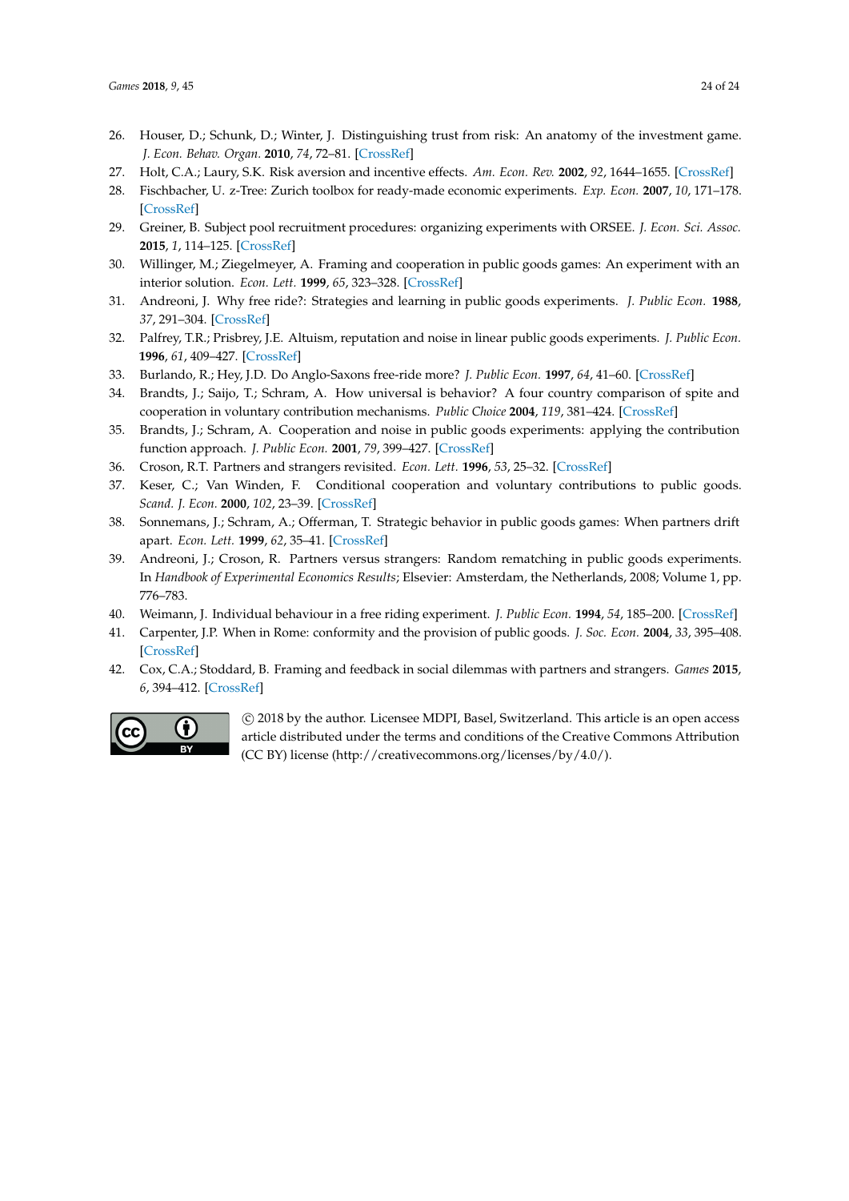26. Houser, D.; Schunk, D.; Winter, J. Distinguishing trust from risk: An anatomy of the investment game. *J. Econ. Behav. Organ.* **2010**, *74*, 72–81. [CrossRef]
27. Holt, C.A.; Laury, S.K. Risk aversion and incentive effects. *Am. Econ. Rev.* **2002**, *92*, 1644–1655. [CrossRef]
28. Fischbacher, U. z-Tree: Zurich toolbox for ready-made economic experiments. *Exp. Econ.* **2007**, *10*, 171–178. [CrossRef]
29. Greiner, B. Subject pool recruitment procedures: organizing experiments with ORSEE. *J. Econ. Sci. Assoc.* **2015**, *1*, 114–125. [CrossRef]
30. Willinger, M.; Ziegelmeyer, A. Framing and cooperation in public goods games: An experiment with an interior solution. *Econ. Lett.* **1999**, *65*, 323–328. [CrossRef]
31. Andreoni, J. Why free ride?: Strategies and learning in public goods experiments. *J. Public Econ.* **1988**, *37*, 291–304. [CrossRef]
32. Palfrey, T.R.; Prisbrey, J.E. Altuism, reputation and noise in linear public goods experiments. *J. Public Econ.* **1996**, *61*, 409–427. [CrossRef]
33. Burlando, R.; Hey, J.D. Do Anglo-Saxons free-ride more? *J. Public Econ.* **1997**, *64*, 41–60. [CrossRef]
34. Brandts, J.; Saijo, T.; Schram, A. How universal is behavior? A four country comparison of spite and cooperation in voluntary contribution mechanisms. *Public Choice* **2004**, *119*, 381–424. [CrossRef]
35. Brandts, J.; Schram, A. Cooperation and noise in public goods experiments: applying the contribution function approach. *J. Public Econ.* **2001**, *79*, 399–427. [CrossRef]
36. Croson, R.T. Partners and strangers revisited. *Econ. Lett.* **1996**, *53*, 25–32. [CrossRef]
37. Keser, C.; Van Winden, F. Conditional cooperation and voluntary contributions to public goods. *Scand. J. Econ.* **2000**, *102*, 23–39. [CrossRef]
38. Sonnemans, J.; Schram, A.; Offerman, T. Strategic behavior in public goods games: When partners drift apart. *Econ. Lett.* **1999**, *62*, 35–41. [CrossRef]
39. Andreoni, J.; Croson, R. Partners versus strangers: Random rematching in public goods experiments. In *Handbook of Experimental Economics Results*; Elsevier: Amsterdam, the Netherlands, 2008; Volume 1, pp. 776–783.
40. Weimann, J. Individual behaviour in a free riding experiment. *J. Public Econ.* **1994**, *54*, 185–200. [CrossRef]
41. Carpenter, J.P. When in Rome: conformity and the provision of public goods. *J. Soc. Econ.* **2004**, *33*, 395–408. [CrossRef]
42. Cox, C.A.; Stoddard, B. Framing and feedback in social dilemmas with partners and strangers. *Games* **2015**, *6*, 394–412. [CrossRef]

© 2018 by the author. Licensee MDPI, Basel, Switzerland. This article is an open access article distributed under the terms and conditions of the Creative Commons Attribution (CC BY) license (http://creativecommons.org/licenses/by/4.0/).